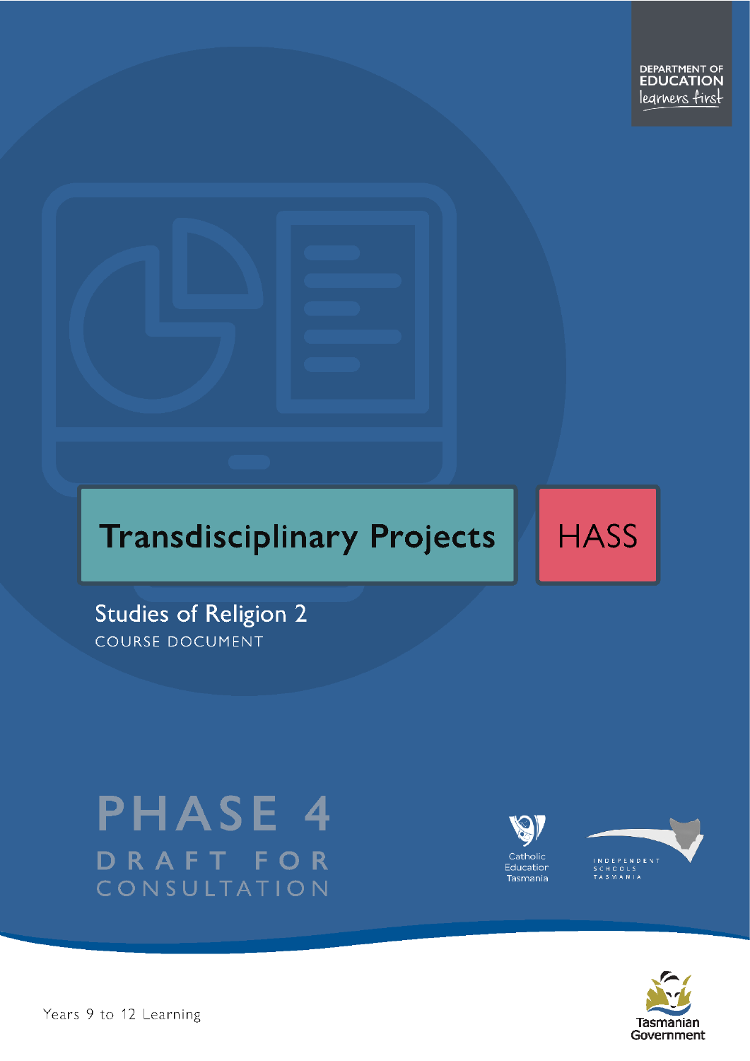DEPARTMENT OF EDUCATION
learners first

# Transdisciplinary Projects

HASS

## Studies of Religion 2

COURSE DOCUMENT

PHASE 4
DRAFT FOR CONSULTATION

Catholic Education Tasmania

INDEPENDENT SCHOOLS TASMANIA

Years 9 to 12 Learning

Tasmanian Government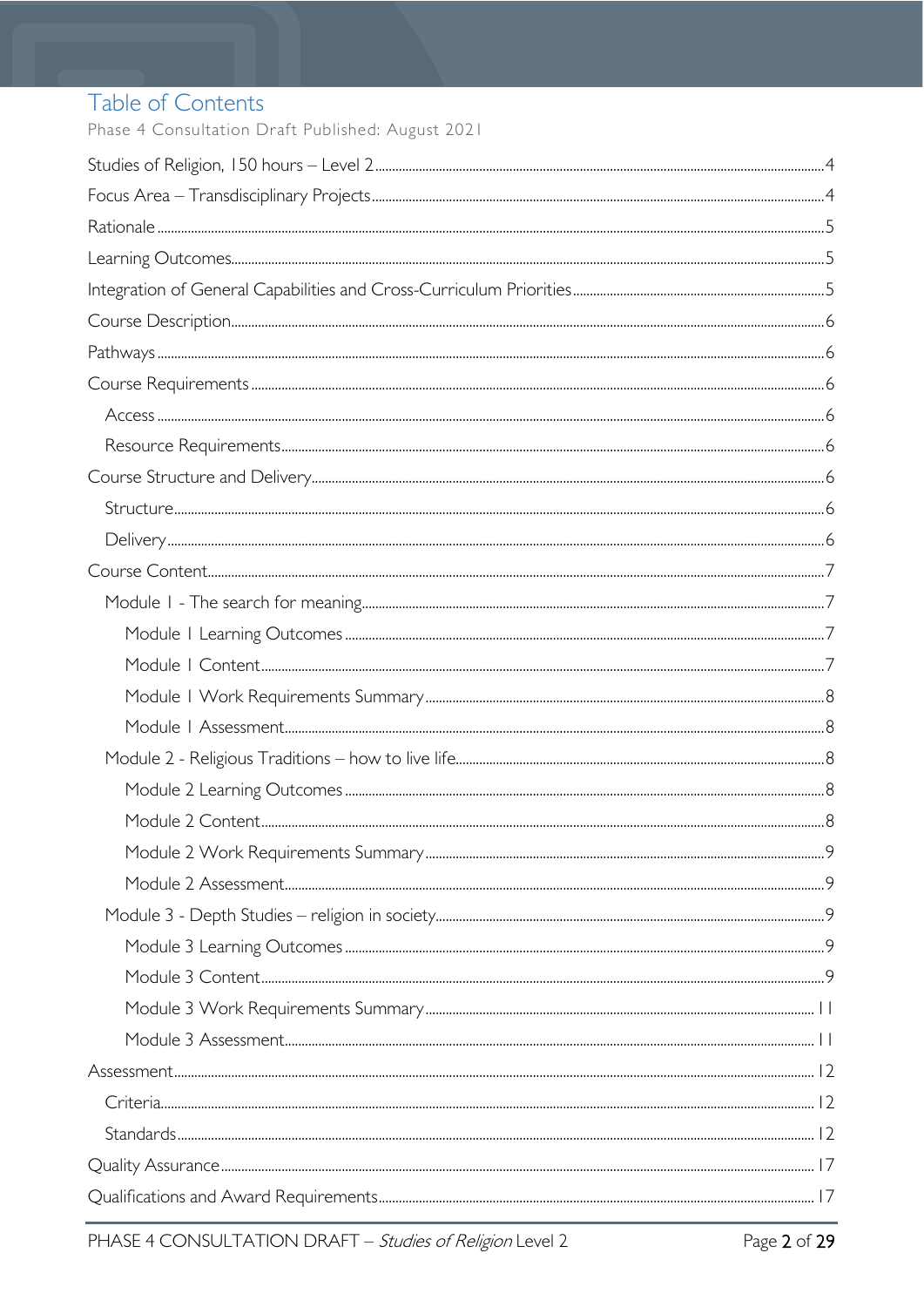# Table of Contents

Phase 4 Consultation Draft Published: August 2021

Studies of Religion, 150 hours – Level 2 ... 4

Focus Area – Transdisciplinary Projects ... 4

Rationale ... 5

Learning Outcomes ... 5

Integration of General Capabilities and Cross-Curriculum Priorities ... 5

Course Description ... 6

Pathways ... 6

Course Requirements ... 6

- Access ... 6
- Resource Requirements ... 6

Course Structure and Delivery ... 6

- Structure ... 6
- Delivery ... 6

Course Content ... 7

- Module 1 - The search for meaning ... 7
  - Module 1 Learning Outcomes ... 7
  - Module 1 Content ... 7
  - Module 1 Work Requirements Summary ... 8
  - Module 1 Assessment ... 8
- Module 2 - Religious Traditions – how to live life ... 8
  - Module 2 Learning Outcomes ... 8
  - Module 2 Content ... 8
  - Module 2 Work Requirements Summary ... 9
  - Module 2 Assessment ... 9
- Module 3 - Depth Studies – religion in society ... 9
  - Module 3 Learning Outcomes ... 9
  - Module 3 Content ... 9
  - Module 3 Work Requirements Summary ... 11
  - Module 3 Assessment ... 11

Assessment ... 12

- Criteria ... 12
- Standards ... 12

Quality Assurance ... 17

Qualifications and Award Requirements ... 17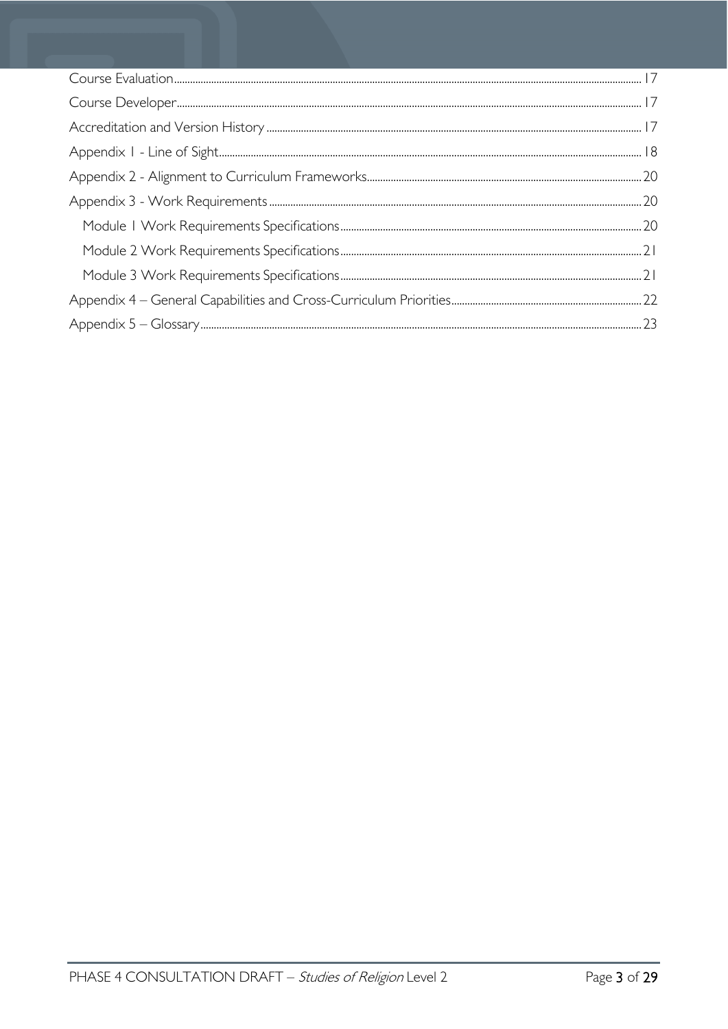Course Evaluation ..... 17

Course Developer ..... 17

Accreditation and Version History ..... 17

Appendix 1 - Line of Sight ..... 18

Appendix 2 - Alignment to Curriculum Frameworks ..... 20

Appendix 3 - Work Requirements ..... 20

- Module 1 Work Requirements Specifications ..... 20
- Module 2 Work Requirements Specifications ..... 21
- Module 3 Work Requirements Specifications ..... 21

Appendix 4 – General Capabilities and Cross-Curriculum Priorities ..... 22

Appendix 5 – Glossary ..... 23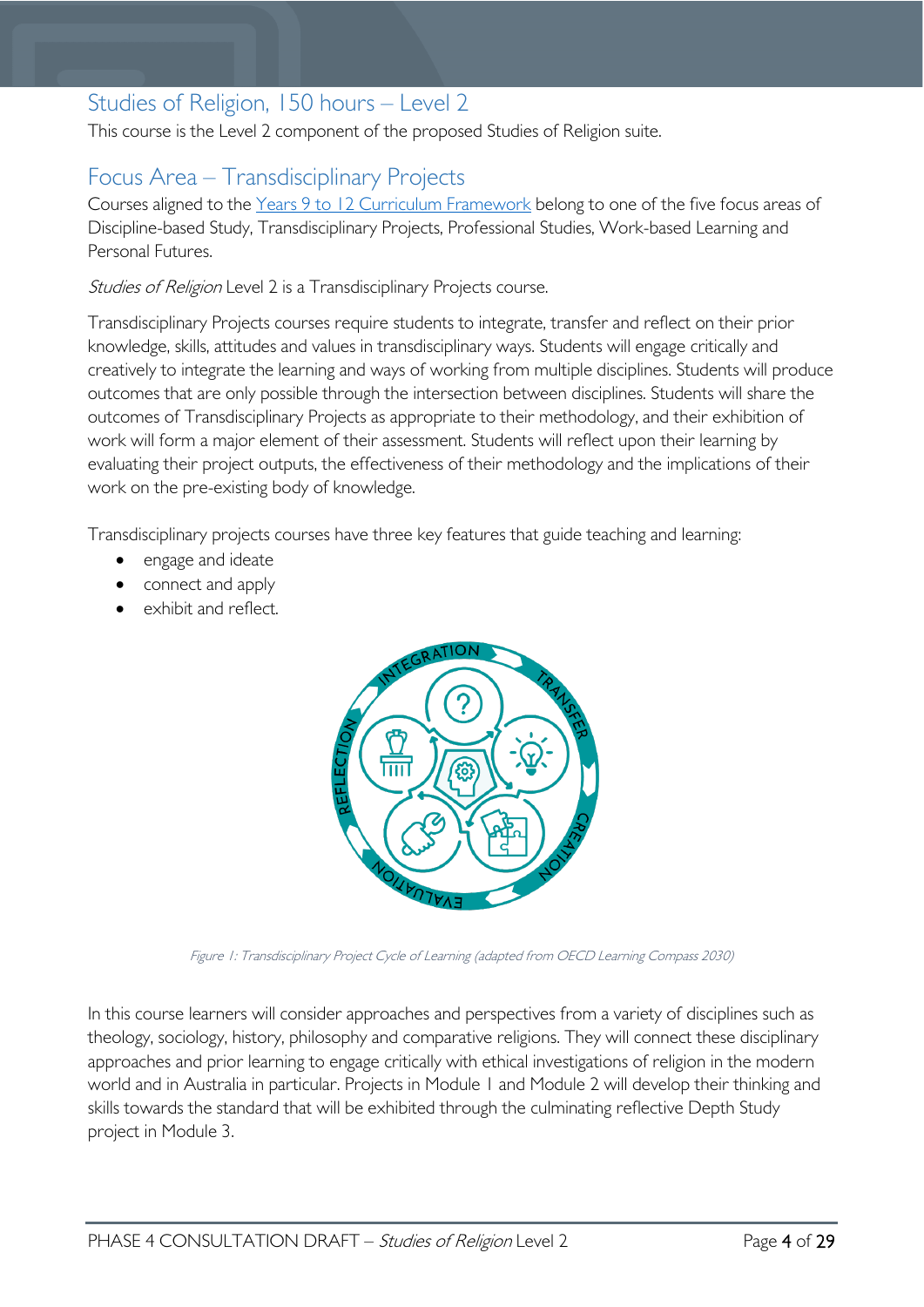## Studies of Religion, 150 hours – Level 2

This course is the Level 2 component of the proposed Studies of Religion suite.

## Focus Area – Transdisciplinary Projects

Courses aligned to the Years 9 to 12 Curriculum Framework belong to one of the five focus areas of Discipline-based Study, Transdisciplinary Projects, Professional Studies, Work-based Learning and Personal Futures.

*Studies of Religion* Level 2 is a Transdisciplinary Projects course.

Transdisciplinary Projects courses require students to integrate, transfer and reflect on their prior knowledge, skills, attitudes and values in transdisciplinary ways. Students will engage critically and creatively to integrate the learning and ways of working from multiple disciplines. Students will produce outcomes that are only possible through the intersection between disciplines. Students will share the outcomes of Transdisciplinary Projects as appropriate to their methodology, and their exhibition of work will form a major element of their assessment. Students will reflect upon their learning by evaluating their project outputs, the effectiveness of their methodology and the implications of their work on the pre-existing body of knowledge.

Transdisciplinary projects courses have three key features that guide teaching and learning:

- engage and ideate
- connect and apply
- exhibit and reflect.

*Figure 1: Transdisciplinary Project Cycle of Learning (adapted from OECD Learning Compass 2030)*

In this course learners will consider approaches and perspectives from a variety of disciplines such as theology, sociology, history, philosophy and comparative religions. They will connect these disciplinary approaches and prior learning to engage critically with ethical investigations of religion in the modern world and in Australia in particular. Projects in Module 1 and Module 2 will develop their thinking and skills towards the standard that will be exhibited through the culminating reflective Depth Study project in Module 3.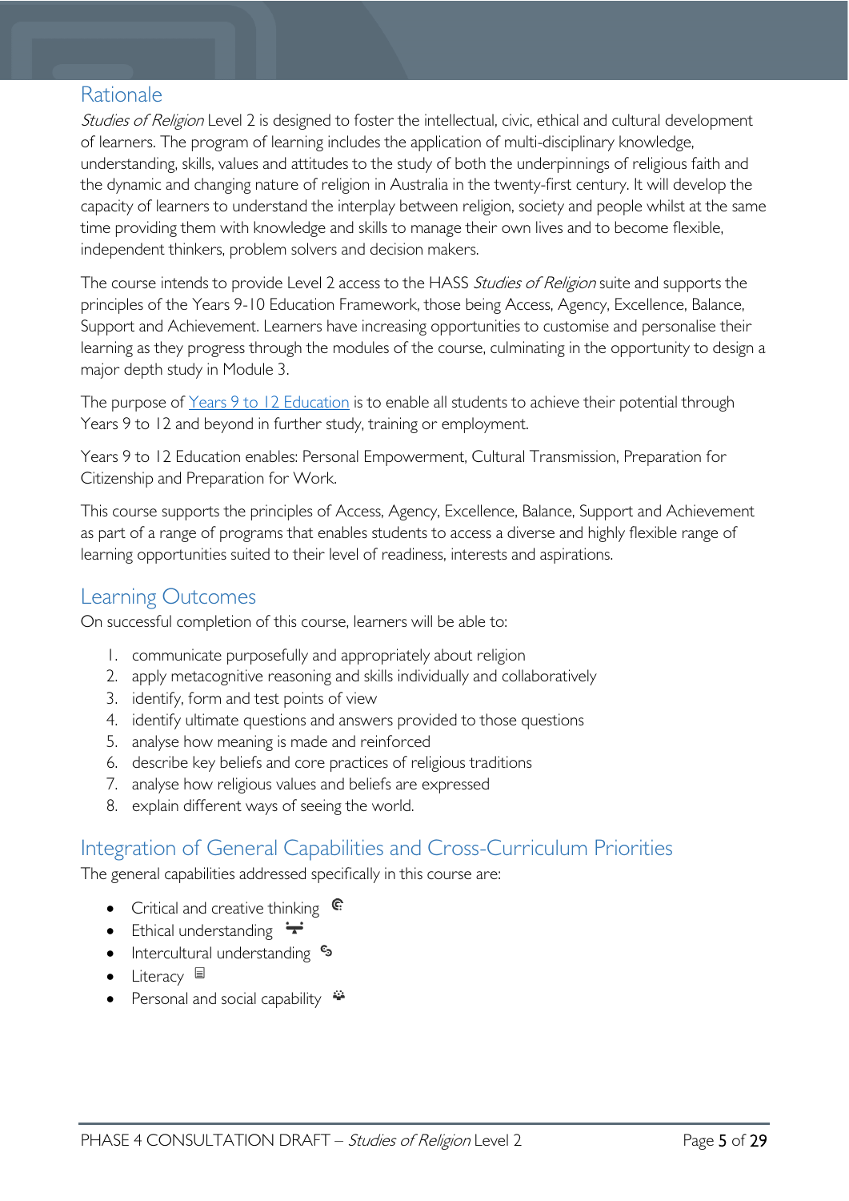## Rationale

*Studies of Religion* Level 2 is designed to foster the intellectual, civic, ethical and cultural development of learners. The program of learning includes the application of multi-disciplinary knowledge, understanding, skills, values and attitudes to the study of both the underpinnings of religious faith and the dynamic and changing nature of religion in Australia in the twenty-first century. It will develop the capacity of learners to understand the interplay between religion, society and people whilst at the same time providing them with knowledge and skills to manage their own lives and to become flexible, independent thinkers, problem solvers and decision makers.

The course intends to provide Level 2 access to the HASS *Studies of Religion* suite and supports the principles of the Years 9-10 Education Framework, those being Access, Agency, Excellence, Balance, Support and Achievement. Learners have increasing opportunities to customise and personalise their learning as they progress through the modules of the course, culminating in the opportunity to design a major depth study in Module 3.

The purpose of [Years 9 to 12 Education] is to enable all students to achieve their potential through Years 9 to 12 and beyond in further study, training or employment.

Years 9 to 12 Education enables: Personal Empowerment, Cultural Transmission, Preparation for Citizenship and Preparation for Work.

This course supports the principles of Access, Agency, Excellence, Balance, Support and Achievement as part of a range of programs that enables students to access a diverse and highly flexible range of learning opportunities suited to their level of readiness, interests and aspirations.

## Learning Outcomes

On successful completion of this course, learners will be able to:

1. communicate purposefully and appropriately about religion
2. apply metacognitive reasoning and skills individually and collaboratively
3. identify, form and test points of view
4. identify ultimate questions and answers provided to those questions
5. analyse how meaning is made and reinforced
6. describe key beliefs and core practices of religious traditions
7. analyse how religious values and beliefs are expressed
8. explain different ways of seeing the world.

## Integration of General Capabilities and Cross-Curriculum Priorities

The general capabilities addressed specifically in this course are:

- Critical and creative thinking
- Ethical understanding
- Intercultural understanding
- Literacy
- Personal and social capability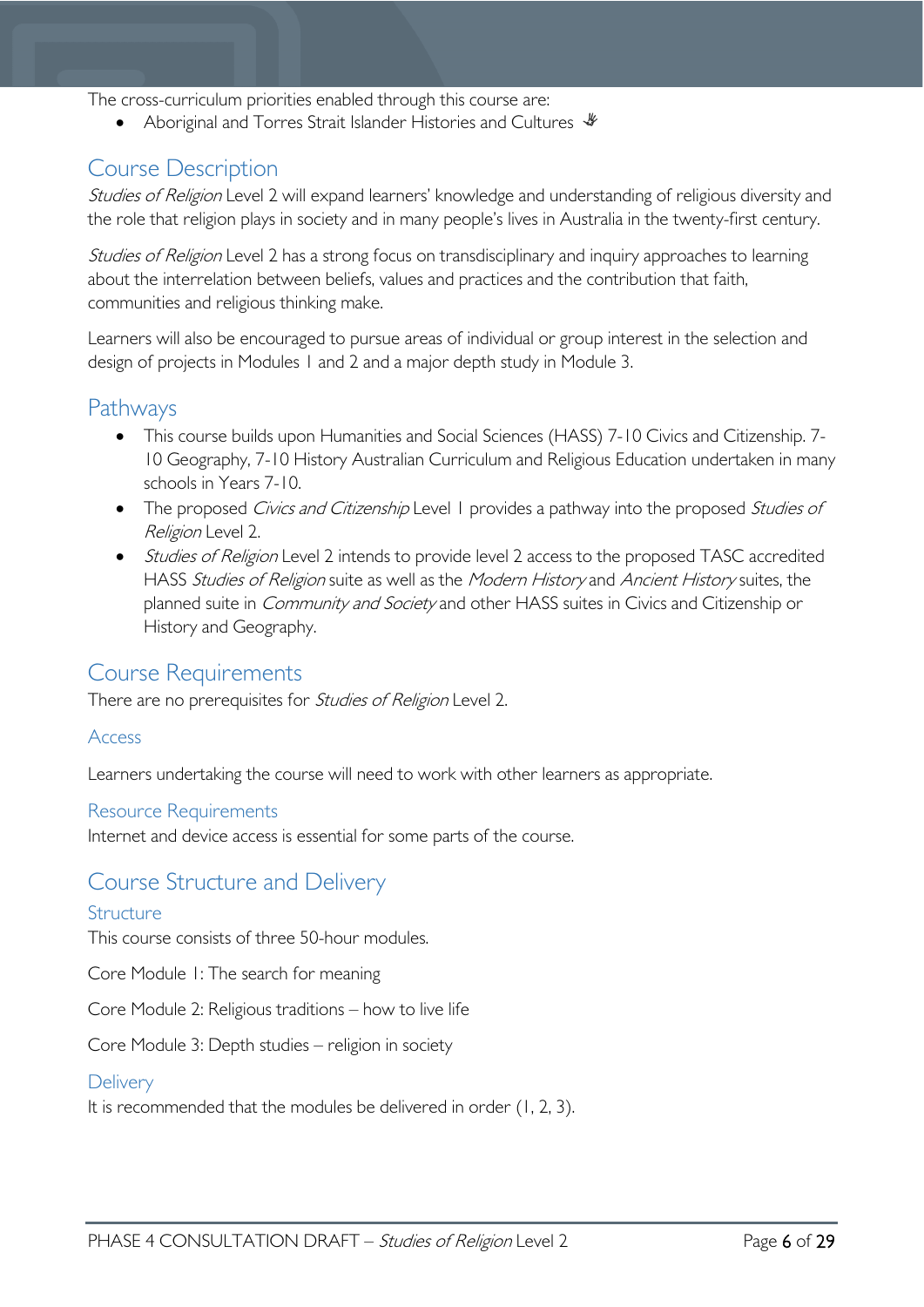The cross-curriculum priorities enabled through this course are:

- Aboriginal and Torres Strait Islander Histories and Cultures

## Course Description

*Studies of Religion* Level 2 will expand learners' knowledge and understanding of religious diversity and the role that religion plays in society and in many people's lives in Australia in the twenty-first century.

*Studies of Religion* Level 2 has a strong focus on transdisciplinary and inquiry approaches to learning about the interrelation between beliefs, values and practices and the contribution that faith, communities and religious thinking make.

Learners will also be encouraged to pursue areas of individual or group interest in the selection and design of projects in Modules 1 and 2 and a major depth study in Module 3.

## Pathways

- This course builds upon Humanities and Social Sciences (HASS) 7-10 Civics and Citizenship. 7-10 Geography, 7-10 History Australian Curriculum and Religious Education undertaken in many schools in Years 7-10.
- The proposed *Civics and Citizenship* Level 1 provides a pathway into the proposed *Studies of Religion* Level 2.
- *Studies of Religion* Level 2 intends to provide level 2 access to the proposed TASC accredited HASS *Studies of Religion* suite as well as the *Modern History* and *Ancient History* suites, the planned suite in *Community and Society* and other HASS suites in Civics and Citizenship or History and Geography.

## Course Requirements

There are no prerequisites for *Studies of Religion* Level 2.

### Access

Learners undertaking the course will need to work with other learners as appropriate.

### Resource Requirements

Internet and device access is essential for some parts of the course.

## Course Structure and Delivery

### Structure

This course consists of three 50-hour modules.

Core Module 1: The search for meaning

Core Module 2: Religious traditions – how to live life

Core Module 3: Depth studies – religion in society

### Delivery

It is recommended that the modules be delivered in order (1, 2, 3).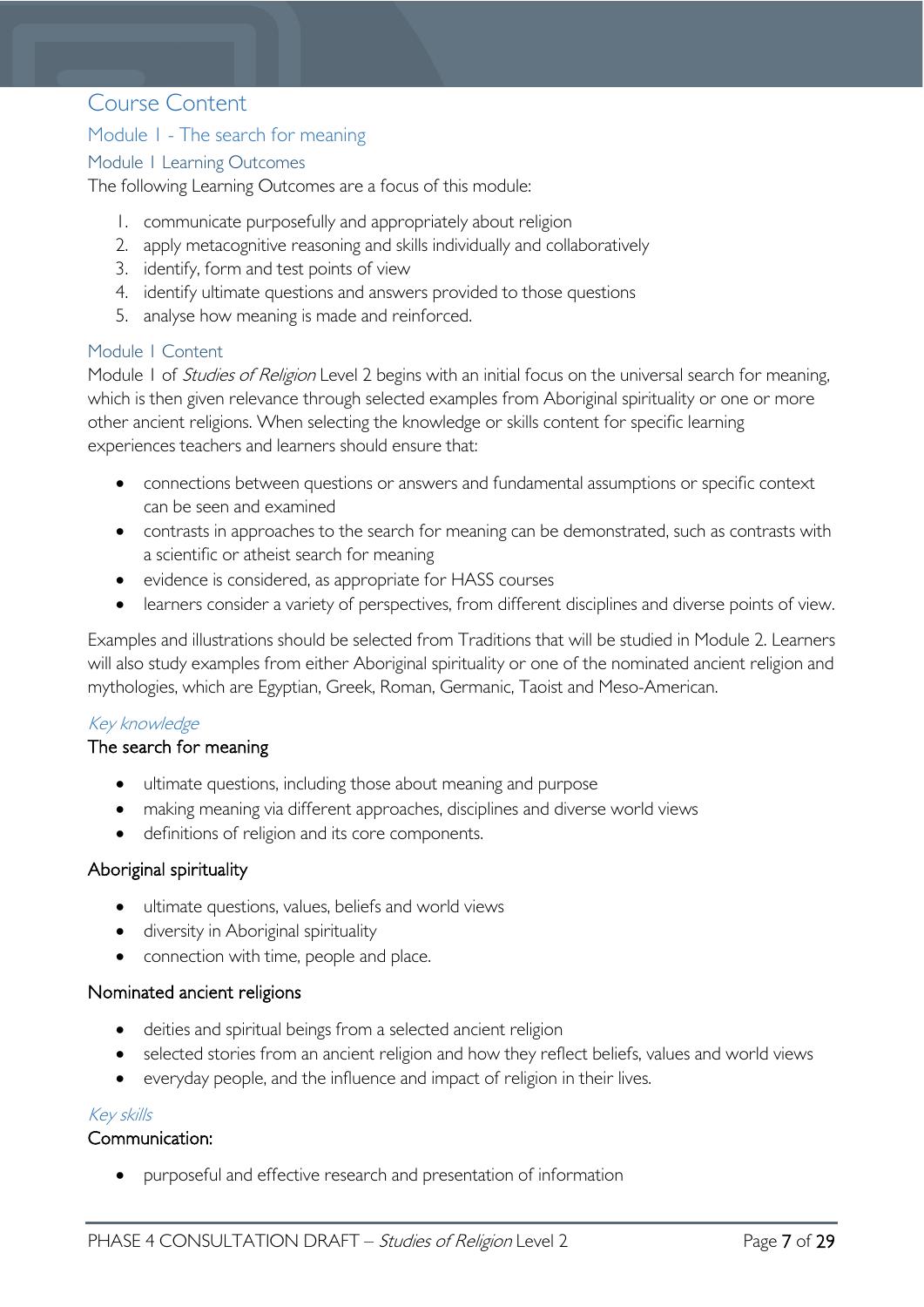# Course Content

## Module 1 - The search for meaning

### Module 1 Learning Outcomes

The following Learning Outcomes are a focus of this module:

1. communicate purposefully and appropriately about religion
2. apply metacognitive reasoning and skills individually and collaboratively
3. identify, form and test points of view
4. identify ultimate questions and answers provided to those questions
5. analyse how meaning is made and reinforced.

### Module 1 Content

Module 1 of *Studies of Religion* Level 2 begins with an initial focus on the universal search for meaning, which is then given relevance through selected examples from Aboriginal spirituality or one or more other ancient religions. When selecting the knowledge or skills content for specific learning experiences teachers and learners should ensure that:

- connections between questions or answers and fundamental assumptions or specific context can be seen and examined
- contrasts in approaches to the search for meaning can be demonstrated, such as contrasts with a scientific or atheist search for meaning
- evidence is considered, as appropriate for HASS courses
- learners consider a variety of perspectives, from different disciplines and diverse points of view.

Examples and illustrations should be selected from Traditions that will be studied in Module 2. Learners will also study examples from either Aboriginal spirituality or one of the nominated ancient religion and mythologies, which are Egyptian, Greek, Roman, Germanic, Taoist and Meso-American.

#### *Key knowledge*

**The search for meaning**

- ultimate questions, including those about meaning and purpose
- making meaning via different approaches, disciplines and diverse world views
- definitions of religion and its core components.

**Aboriginal spirituality**

- ultimate questions, values, beliefs and world views
- diversity in Aboriginal spirituality
- connection with time, people and place.

**Nominated ancient religions**

- deities and spiritual beings from a selected ancient religion
- selected stories from an ancient religion and how they reflect beliefs, values and world views
- everyday people, and the influence and impact of religion in their lives.

#### *Key skills*

**Communication:**

- purposeful and effective research and presentation of information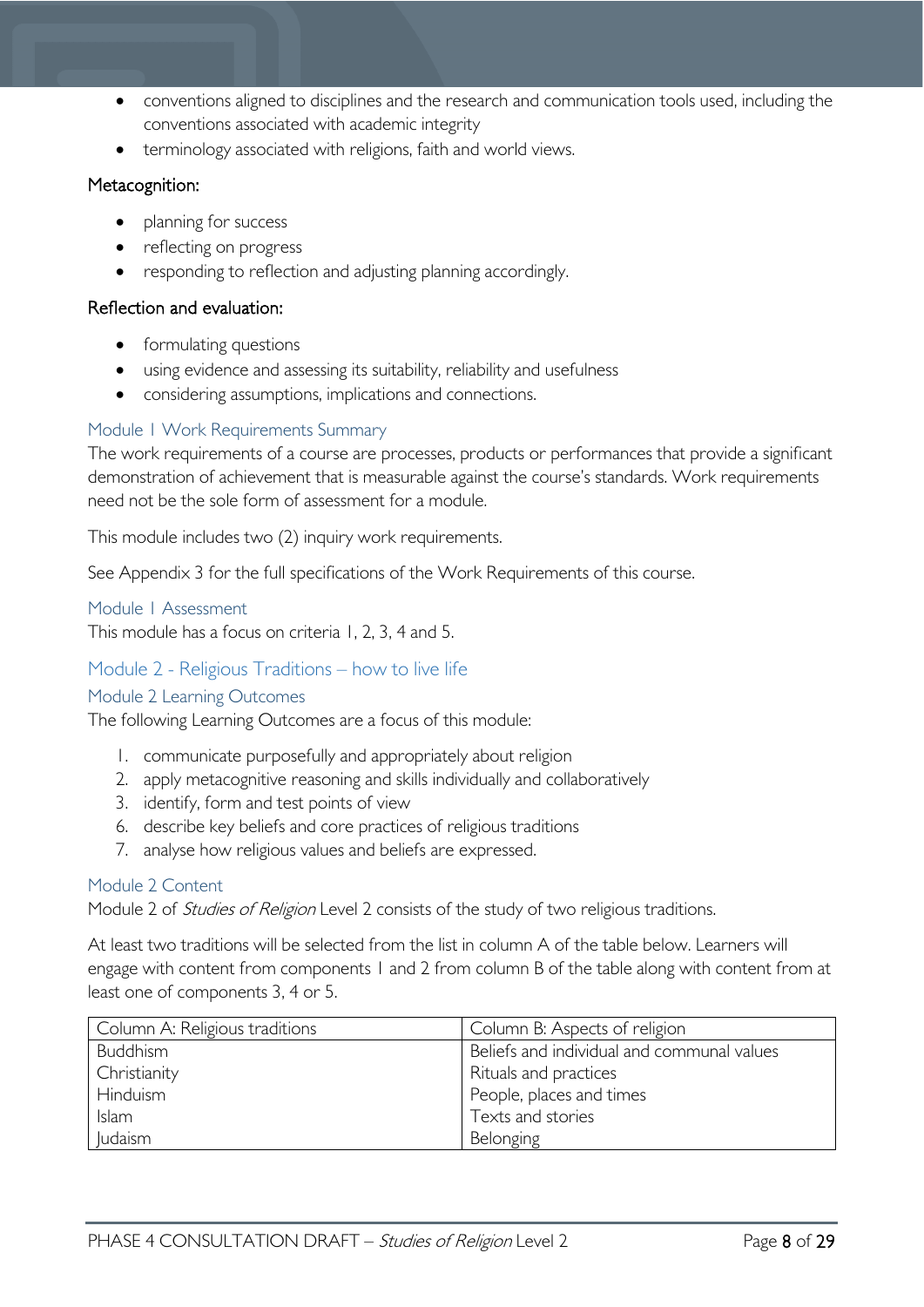- conventions aligned to disciplines and the research and communication tools used, including the conventions associated with academic integrity
- terminology associated with religions, faith and world views.

Metacognition:

- planning for success
- reflecting on progress
- responding to reflection and adjusting planning accordingly.

Reflection and evaluation:

- formulating questions
- using evidence and assessing its suitability, reliability and usefulness
- considering assumptions, implications and connections.

### Module 1 Work Requirements Summary

The work requirements of a course are processes, products or performances that provide a significant demonstration of achievement that is measurable against the course's standards. Work requirements need not be the sole form of assessment for a module.

This module includes two (2) inquiry work requirements.

See Appendix 3 for the full specifications of the Work Requirements of this course.

### Module 1 Assessment

This module has a focus on criteria 1, 2, 3, 4 and 5.

## Module 2 - Religious Traditions – how to live life

### Module 2 Learning Outcomes

The following Learning Outcomes are a focus of this module:

1. communicate purposefully and appropriately about religion
2. apply metacognitive reasoning and skills individually and collaboratively
3. identify, form and test points of view
6. describe key beliefs and core practices of religious traditions
7. analyse how religious values and beliefs are expressed.

### Module 2 Content

Module 2 of *Studies of Religion* Level 2 consists of the study of two religious traditions.

At least two traditions will be selected from the list in column A of the table below. Learners will engage with content from components 1 and 2 from column B of the table along with content from at least one of components 3, 4 or 5.

| Column A: Religious traditions | Column B: Aspects of religion |
|---|---|
| Buddhism | Beliefs and individual and communal values |
| Christianity | Rituals and practices |
| Hinduism | People, places and times |
| Islam | Texts and stories |
| Judaism | Belonging |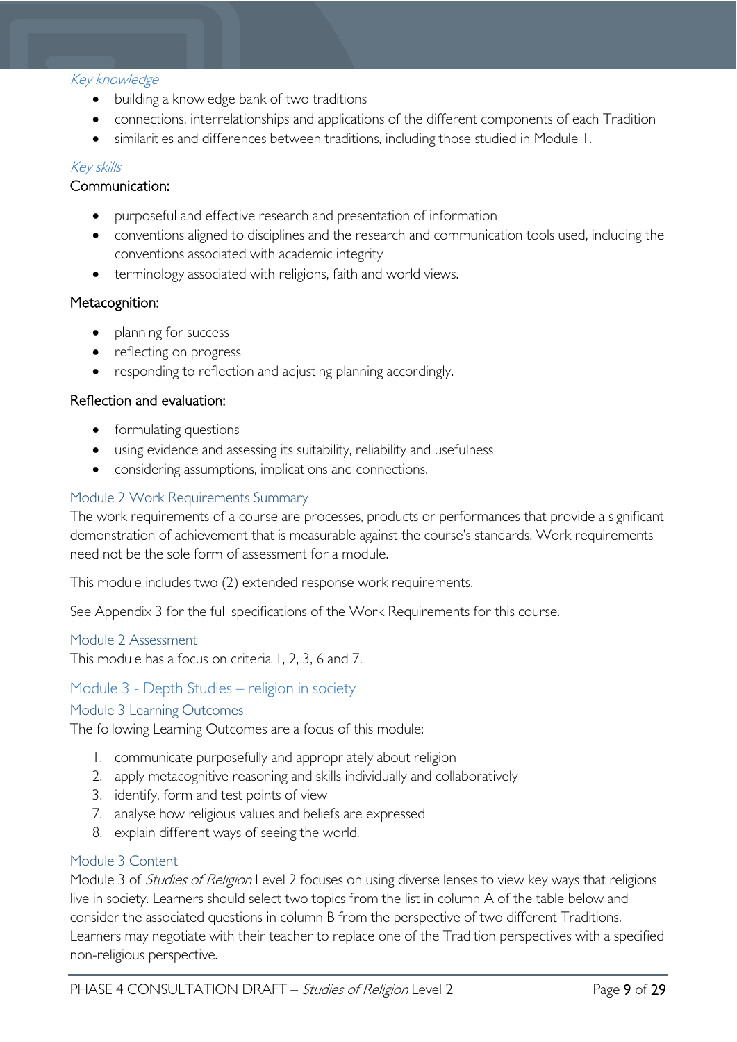#### *Key knowledge*

- building a knowledge bank of two traditions
- connections, interrelationships and applications of the different components of each Tradition
- similarities and differences between traditions, including those studied in Module 1.

#### *Key skills*

Communication:

- purposeful and effective research and presentation of information
- conventions aligned to disciplines and the research and communication tools used, including the conventions associated with academic integrity
- terminology associated with religions, faith and world views.

Metacognition:

- planning for success
- reflecting on progress
- responding to reflection and adjusting planning accordingly.

Reflection and evaluation:

- formulating questions
- using evidence and assessing its suitability, reliability and usefulness
- considering assumptions, implications and connections.

### Module 2 Work Requirements Summary

The work requirements of a course are processes, products or performances that provide a significant demonstration of achievement that is measurable against the course's standards. Work requirements need not be the sole form of assessment for a module.

This module includes two (2) extended response work requirements.

See Appendix 3 for the full specifications of the Work Requirements for this course.

### Module 2 Assessment

This module has a focus on criteria 1, 2, 3, 6 and 7.

## Module 3 - Depth Studies – religion in society

### Module 3 Learning Outcomes

The following Learning Outcomes are a focus of this module:

1. communicate purposefully and appropriately about religion
2. apply metacognitive reasoning and skills individually and collaboratively
3. identify, form and test points of view
7. analyse how religious values and beliefs are expressed
8. explain different ways of seeing the world.

### Module 3 Content

Module 3 of *Studies of Religion* Level 2 focuses on using diverse lenses to view key ways that religions live in society. Learners should select two topics from the list in column A of the table below and consider the associated questions in column B from the perspective of two different Traditions. Learners may negotiate with their teacher to replace one of the Tradition perspectives with a specified non-religious perspective.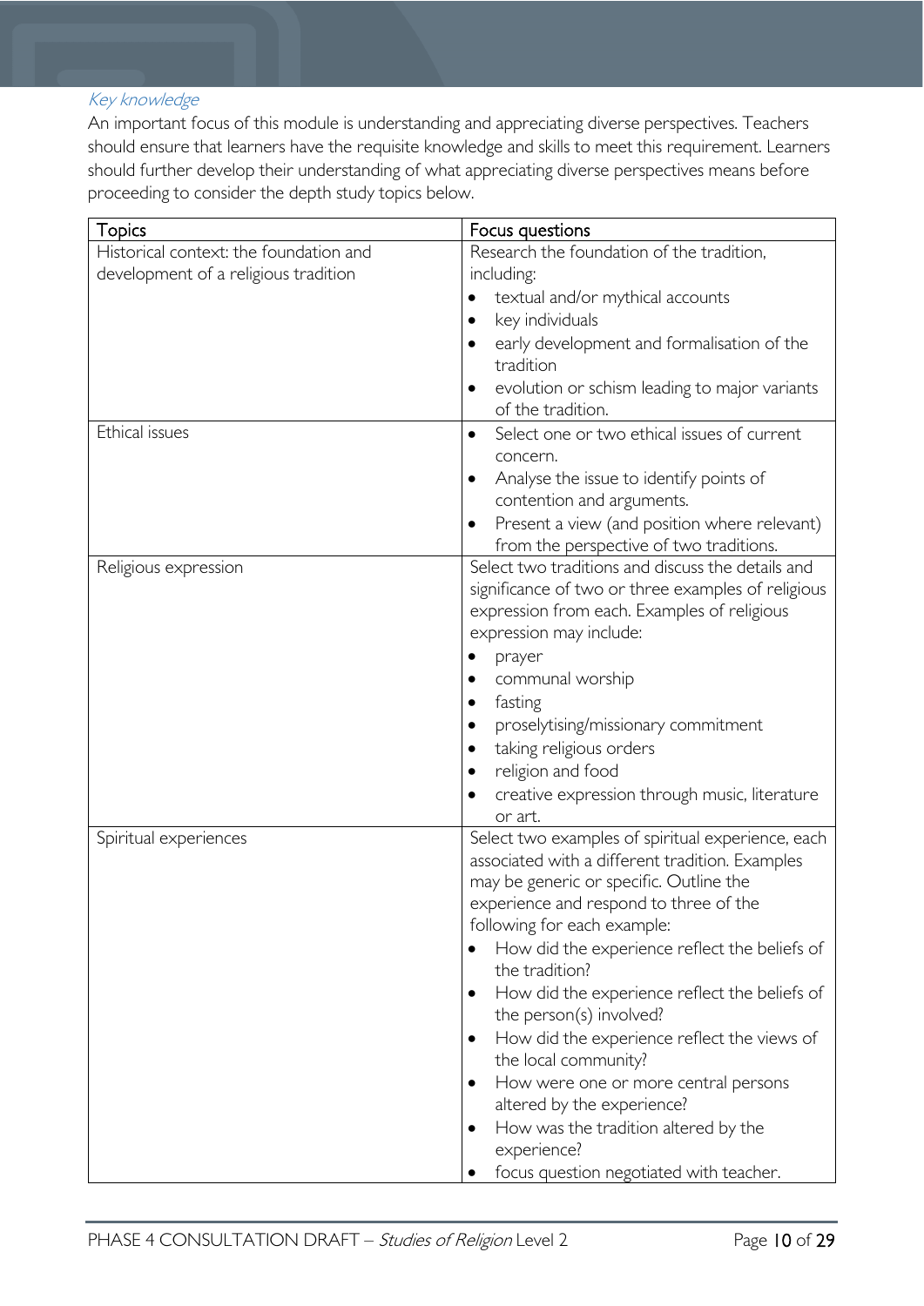### *Key knowledge*

An important focus of this module is understanding and appreciating diverse perspectives. Teachers should ensure that learners have the requisite knowledge and skills to meet this requirement. Learners should further develop their understanding of what appreciating diverse perspectives means before proceeding to consider the depth study topics below.

| Topics | Focus questions |
|---|---|
| Historical context: the foundation and development of a religious tradition | Research the foundation of the tradition, including:<br>• textual and/or mythical accounts<br>• key individuals<br>• early development and formalisation of the tradition<br>• evolution or schism leading to major variants of the tradition. |
| Ethical issues | • Select one or two ethical issues of current concern.<br>• Analyse the issue to identify points of contention and arguments.<br>• Present a view (and position where relevant) from the perspective of two traditions. |
| Religious expression | Select two traditions and discuss the details and significance of two or three examples of religious expression from each. Examples of religious expression may include:<br>• prayer<br>• communal worship<br>• fasting<br>• proselytising/missionary commitment<br>• taking religious orders<br>• religion and food<br>• creative expression through music, literature or art. |
| Spiritual experiences | Select two examples of spiritual experience, each associated with a different tradition. Examples may be generic or specific. Outline the experience and respond to three of the following for each example:<br>• How did the experience reflect the beliefs of the tradition?<br>• How did the experience reflect the beliefs of the person(s) involved?<br>• How did the experience reflect the views of the local community?<br>• How were one or more central persons altered by the experience?<br>• How was the tradition altered by the experience?<br>• focus question negotiated with teacher. |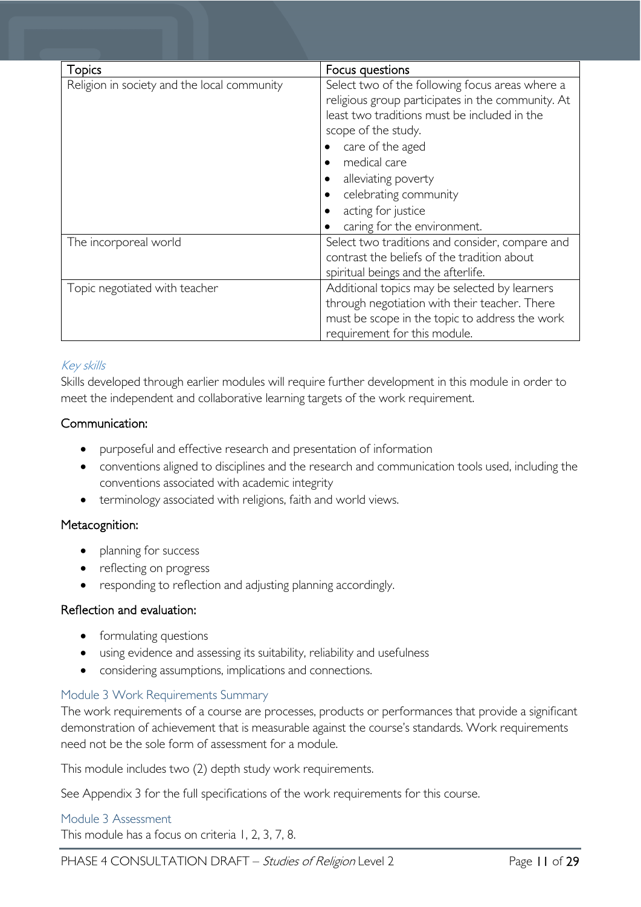| Topics | Focus questions |
| --- | --- |
| Religion in society and the local community | Select two of the following focus areas where a religious group participates in the community. At least two traditions must be included in the scope of the study.<br>• care of the aged<br>• medical care<br>• alleviating poverty<br>• celebrating community<br>• acting for justice<br>• caring for the environment. |
| The incorporeal world | Select two traditions and consider, compare and contrast the beliefs of the tradition about spiritual beings and the afterlife. |
| Topic negotiated with teacher | Additional topics may be selected by learners through negotiation with their teacher. There must be scope in the topic to address the work requirement for this module. |

### *Key skills*

Skills developed through earlier modules will require further development in this module in order to meet the independent and collaborative learning targets of the work requirement.

#### Communication:

- purposeful and effective research and presentation of information
- conventions aligned to disciplines and the research and communication tools used, including the conventions associated with academic integrity
- terminology associated with religions, faith and world views.

#### Metacognition:

- planning for success
- reflecting on progress
- responding to reflection and adjusting planning accordingly.

#### Reflection and evaluation:

- formulating questions
- using evidence and assessing its suitability, reliability and usefulness
- considering assumptions, implications and connections.

### Module 3 Work Requirements Summary

The work requirements of a course are processes, products or performances that provide a significant demonstration of achievement that is measurable against the course's standards. Work requirements need not be the sole form of assessment for a module.

This module includes two (2) depth study work requirements.

See Appendix 3 for the full specifications of the work requirements for this course.

### Module 3 Assessment

This module has a focus on criteria 1, 2, 3, 7, 8.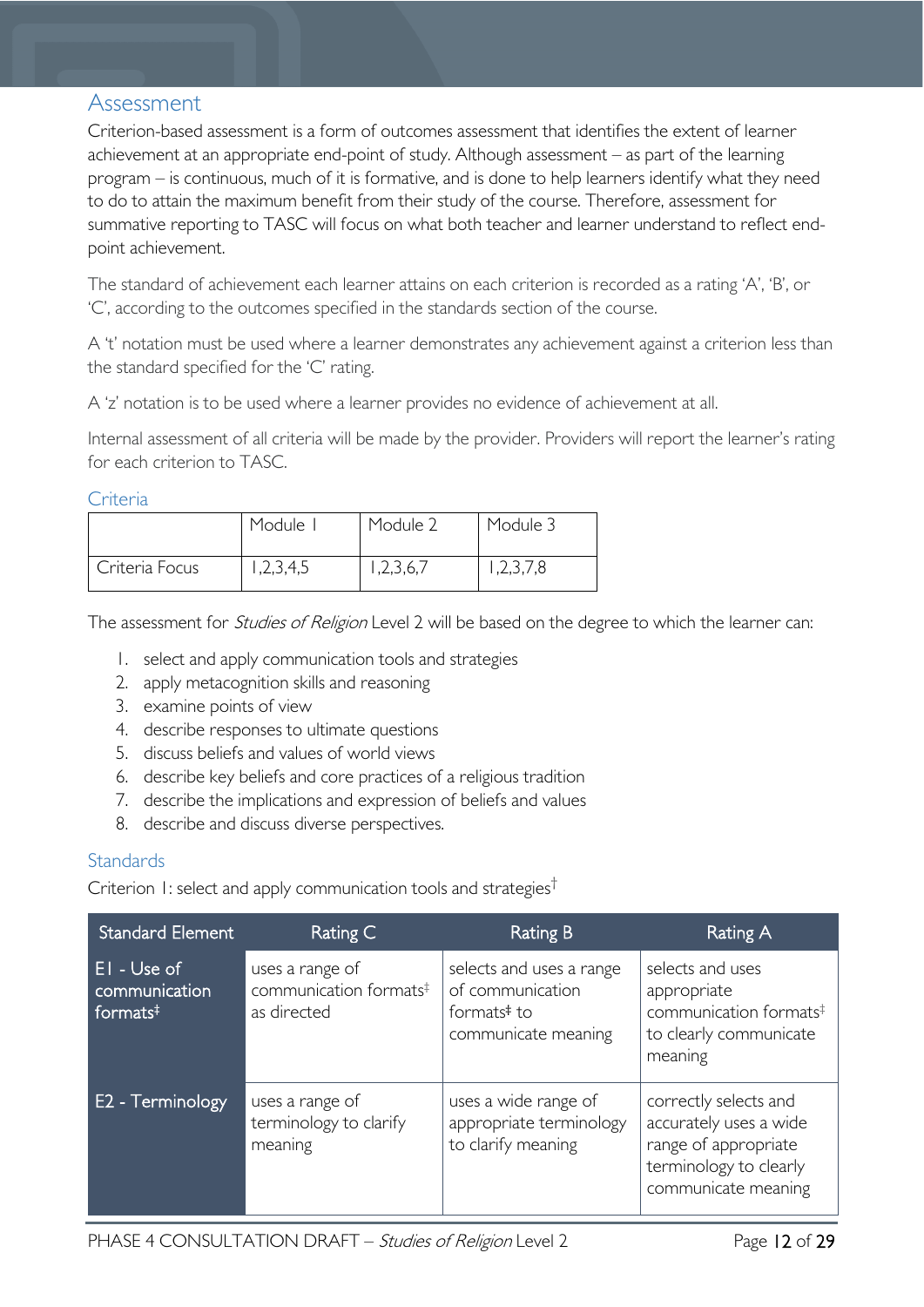## Assessment

Criterion-based assessment is a form of outcomes assessment that identifies the extent of learner achievement at an appropriate end-point of study. Although assessment – as part of the learning program – is continuous, much of it is formative, and is done to help learners identify what they need to do to attain the maximum benefit from their study of the course. Therefore, assessment for summative reporting to TASC will focus on what both teacher and learner understand to reflect end-point achievement.

The standard of achievement each learner attains on each criterion is recorded as a rating 'A', 'B', or 'C', according to the outcomes specified in the standards section of the course.

A 't' notation must be used where a learner demonstrates any achievement against a criterion less than the standard specified for the 'C' rating.

A 'z' notation is to be used where a learner provides no evidence of achievement at all.

Internal assessment of all criteria will be made by the provider. Providers will report the learner's rating for each criterion to TASC.

### Criteria

| | Module 1 | Module 2 | Module 3 |
|---|---|---|---|
| Criteria Focus | 1,2,3,4,5 | 1,2,3,6,7 | 1,2,3,7,8 |

The assessment for *Studies of Religion* Level 2 will be based on the degree to which the learner can:

1. select and apply communication tools and strategies
2. apply metacognition skills and reasoning
3. examine points of view
4. describe responses to ultimate questions
5. discuss beliefs and values of world views
6. describe key beliefs and core practices of a religious tradition
7. describe the implications and expression of beliefs and values
8. describe and discuss diverse perspectives.

### Standards

Criterion 1: select and apply communication tools and strategies†

| Standard Element | Rating C | Rating B | Rating A |
|---|---|---|---|
| E1 - Use of communication formats‡ | uses a range of communication formats‡ as directed | selects and uses a range of communication formats‡ to communicate meaning | selects and uses appropriate communication formats‡ to clearly communicate meaning |
| E2 - Terminology | uses a range of terminology to clarify meaning | uses a wide range of appropriate terminology to clarify meaning | correctly selects and accurately uses a wide range of appropriate terminology to clearly communicate meaning |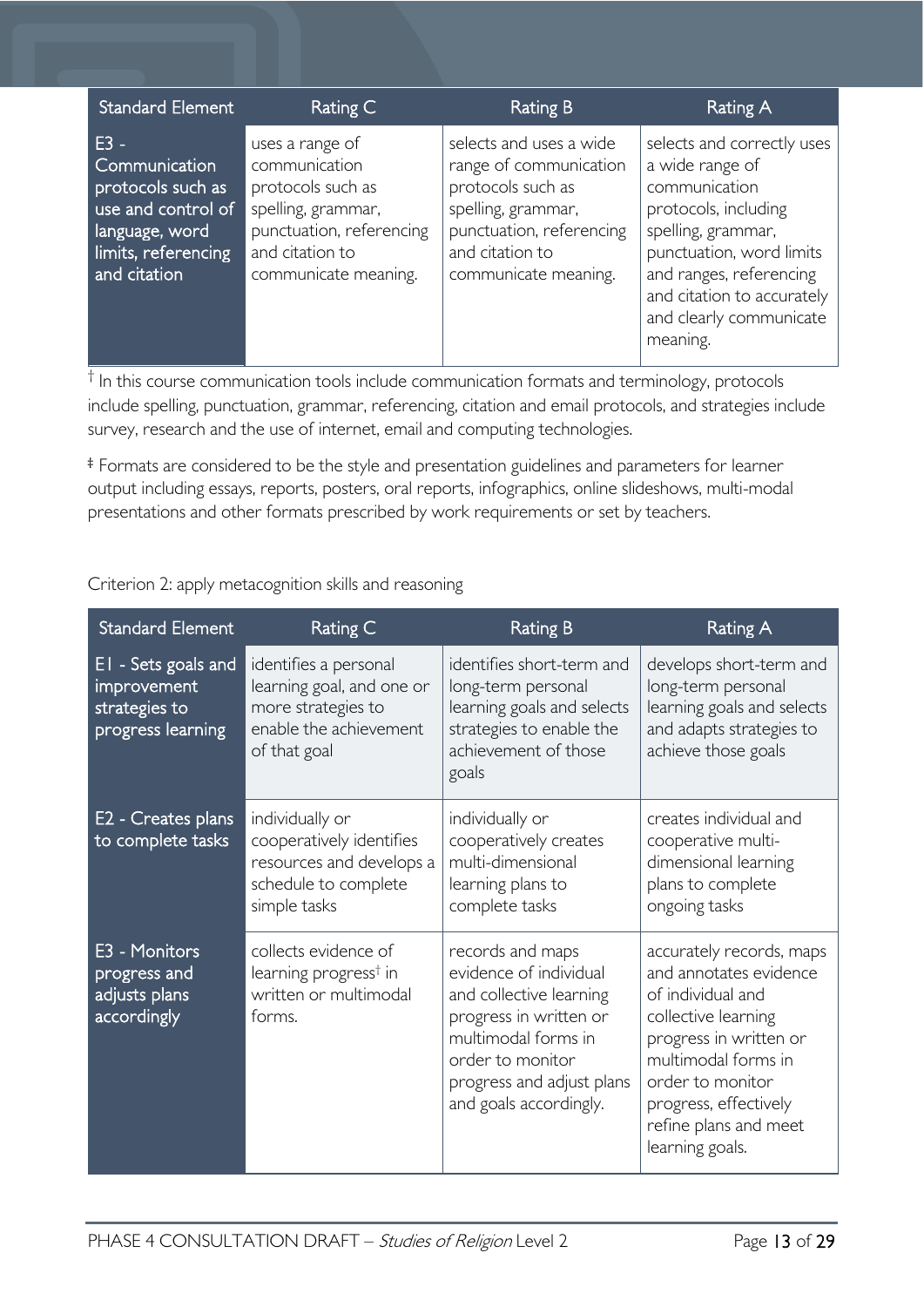| Standard Element | Rating C | Rating B | Rating A |
| --- | --- | --- | --- |
| E3 - Communication protocols such as use and control of language, word limits, referencing and citation | uses a range of communication protocols such as spelling, grammar, punctuation, referencing and citation to communicate meaning. | selects and uses a wide range of communication protocols such as spelling, grammar, punctuation, referencing and citation to communicate meaning. | selects and correctly uses a wide range of communication protocols, including spelling, grammar, punctuation, word limits and ranges, referencing and citation to accurately and clearly communicate meaning. |

† In this course communication tools include communication formats and terminology, protocols include spelling, punctuation, grammar, referencing, citation and email protocols, and strategies include survey, research and the use of internet, email and computing technologies.

‡ Formats are considered to be the style and presentation guidelines and parameters for learner output including essays, reports, posters, oral reports, infographics, online slideshows, multi-modal presentations and other formats prescribed by work requirements or set by teachers.

Criterion 2: apply metacognition skills and reasoning

| Standard Element | Rating C | Rating B | Rating A |
| --- | --- | --- | --- |
| E1 - Sets goals and improvement strategies to progress learning | identifies a personal learning goal, and one or more strategies to enable the achievement of that goal | identifies short-term and long-term personal learning goals and selects strategies to enable the achievement of those goals | develops short-term and long-term personal learning goals and selects and adapts strategies to achieve those goals |
| E2 - Creates plans to complete tasks | individually or cooperatively identifies resources and develops a schedule to complete simple tasks | individually or cooperatively creates multi-dimensional learning plans to complete tasks | creates individual and cooperative multi-dimensional learning plans to complete ongoing tasks |
| E3 - Monitors progress and adjusts plans accordingly | collects evidence of learning progress† in written or multimodal forms. | records and maps evidence of individual and collective learning progress in written or multimodal forms in order to monitor progress and adjust plans and goals accordingly. | accurately records, maps and annotates evidence of individual and collective learning progress in written or multimodal forms in order to monitor progress, effectively refine plans and meet learning goals. |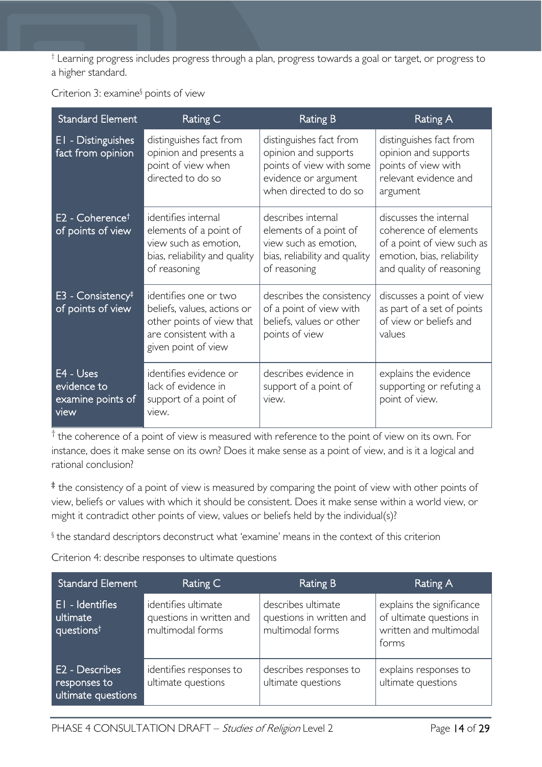† Learning progress includes progress through a plan, progress towards a goal or target, or progress to a higher standard.

Criterion 3: examine§ points of view

| Standard Element | Rating C | Rating B | Rating A |
|---|---|---|---|
| E1 - Distinguishes fact from opinion | distinguishes fact from opinion and presents a point of view when directed to do so | distinguishes fact from opinion and supports points of view with some evidence or argument when directed to do so | distinguishes fact from opinion and supports points of view with relevant evidence and argument |
| E2 - Coherence† of points of view | identifies internal elements of a point of view such as emotion, bias, reliability and quality of reasoning | describes internal elements of a point of view such as emotion, bias, reliability and quality of reasoning | discusses the internal coherence of elements of a point of view such as emotion, bias, reliability and quality of reasoning |
| E3 - Consistency‡ of points of view | identifies one or two beliefs, values, actions or other points of view that are consistent with a given point of view | describes the consistency of a point of view with beliefs, values or other points of view | discusses a point of view as part of a set of points of view or beliefs and values |
| E4 - Uses evidence to examine points of view | identifies evidence or lack of evidence in support of a point of view. | describes evidence in support of a point of view. | explains the evidence supporting or refuting a point of view. |

† the coherence of a point of view is measured with reference to the point of view on its own. For instance, does it make sense on its own? Does it make sense as a point of view, and is it a logical and rational conclusion?

‡ the consistency of a point of view is measured by comparing the point of view with other points of view, beliefs or values with which it should be consistent. Does it make sense within a world view, or might it contradict other points of view, values or beliefs held by the individual(s)?

§ the standard descriptors deconstruct what 'examine' means in the context of this criterion

Criterion 4: describe responses to ultimate questions

| Standard Element | Rating C | Rating B | Rating A |
|---|---|---|---|
| E1 - Identifies ultimate questions† | identifies ultimate questions in written and multimodal forms | describes ultimate questions in written and multimodal forms | explains the significance of ultimate questions in written and multimodal forms |
| E2 - Describes responses to ultimate questions | identifies responses to ultimate questions | describes responses to ultimate questions | explains responses to ultimate questions |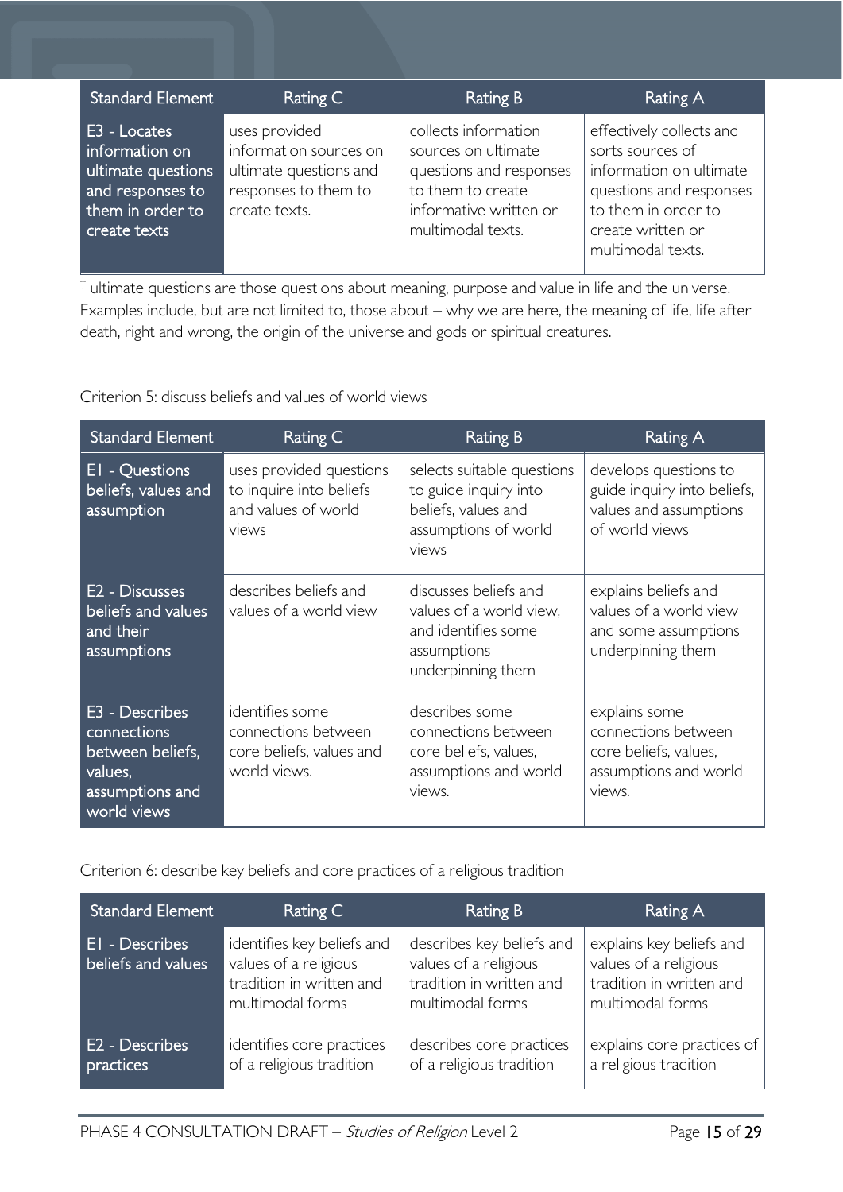| Standard Element | Rating C | Rating B | Rating A |
| --- | --- | --- | --- |
| E3 - Locates information on ultimate questions and responses to them in order to create texts | uses provided information sources on ultimate questions and responses to them to create texts. | collects information sources on ultimate questions and responses to them to create informative written or multimodal texts. | effectively collects and sorts sources of information on ultimate questions and responses to them in order to create written or multimodal texts. |

† ultimate questions are those questions about meaning, purpose and value in life and the universe. Examples include, but are not limited to, those about – why we are here, the meaning of life, life after death, right and wrong, the origin of the universe and gods or spiritual creatures.

Criterion 5: discuss beliefs and values of world views

| Standard Element | Rating C | Rating B | Rating A |
| --- | --- | --- | --- |
| E1 - Questions beliefs, values and assumption | uses provided questions to inquire into beliefs and values of world views | selects suitable questions to guide inquiry into beliefs, values and assumptions of world views | develops questions to guide inquiry into beliefs, values and assumptions of world views |
| E2 - Discusses beliefs and values and their assumptions | describes beliefs and values of a world view | discusses beliefs and values of a world view, and identifies some assumptions underpinning them | explains beliefs and values of a world view and some assumptions underpinning them |
| E3 - Describes connections between beliefs, values, assumptions and world views | identifies some connections between core beliefs, values and world views. | describes some connections between core beliefs, values, assumptions and world views. | explains some connections between core beliefs, values, assumptions and world views. |

Criterion 6: describe key beliefs and core practices of a religious tradition

| Standard Element | Rating C | Rating B | Rating A |
| --- | --- | --- | --- |
| E1 - Describes beliefs and values | identifies key beliefs and values of a religious tradition in written and multimodal forms | describes key beliefs and values of a religious tradition in written and multimodal forms | explains key beliefs and values of a religious tradition in written and multimodal forms |
| E2 - Describes practices | identifies core practices of a religious tradition | describes core practices of a religious tradition | explains core practices of a religious tradition |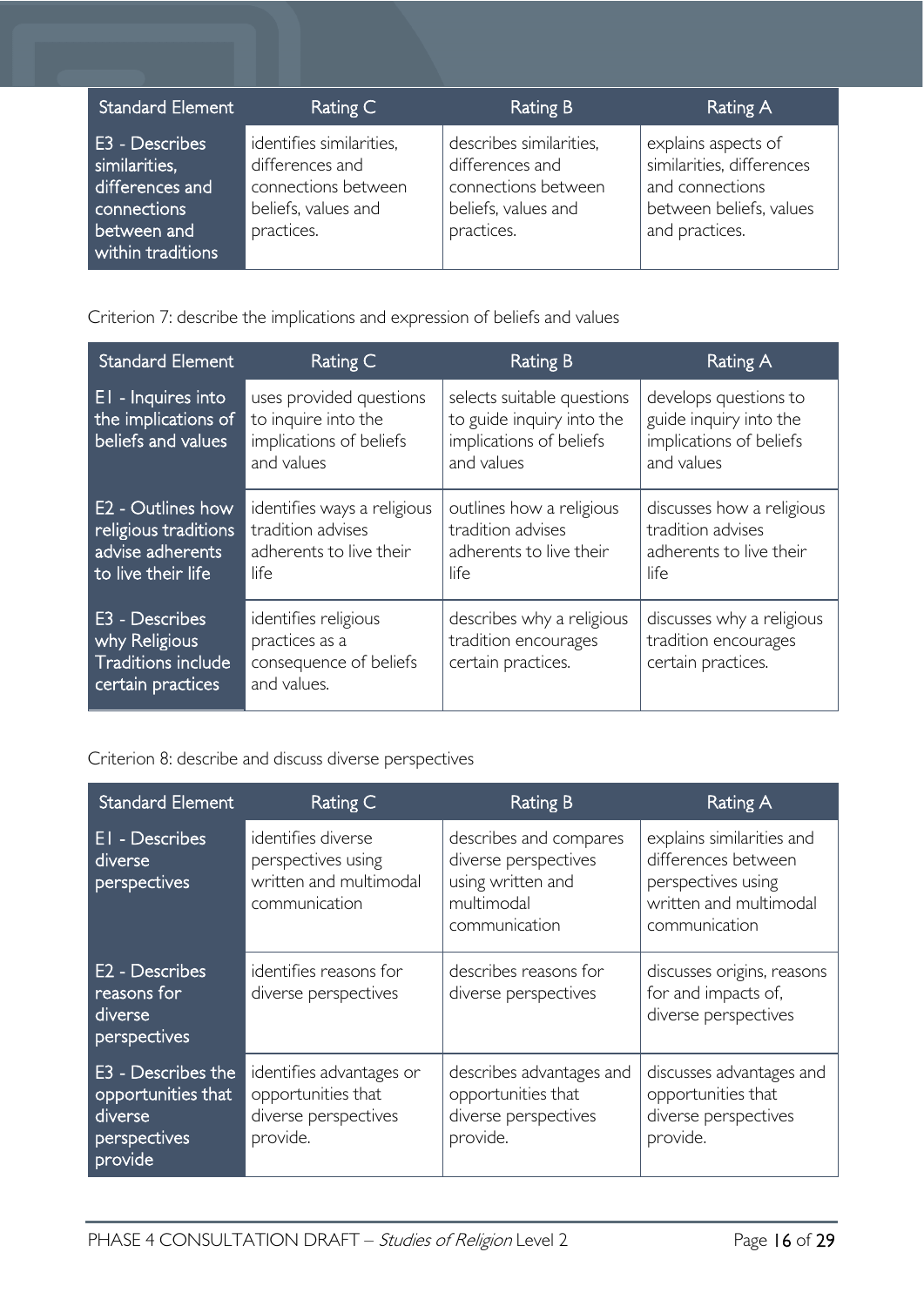| Standard Element | Rating C | Rating B | Rating A |
| --- | --- | --- | --- |
| E3 - Describes similarities, differences and connections between and within traditions | identifies similarities, differences and connections between beliefs, values and practices. | describes similarities, differences and connections between beliefs, values and practices. | explains aspects of similarities, differences and connections between beliefs, values and practices. |

Criterion 7: describe the implications and expression of beliefs and values

| Standard Element | Rating C | Rating B | Rating A |
| --- | --- | --- | --- |
| E1 - Inquires into the implications of beliefs and values | uses provided questions to inquire into the implications of beliefs and values | selects suitable questions to guide inquiry into the implications of beliefs and values | develops questions to guide inquiry into the implications of beliefs and values |
| E2 - Outlines how religious traditions advise adherents to live their life | identifies ways a religious tradition advises adherents to live their life | outlines how a religious tradition advises adherents to live their life | discusses how a religious tradition advises adherents to live their life |
| E3 - Describes why Religious Traditions include certain practices | identifies religious practices as a consequence of beliefs and values. | describes why a religious tradition encourages certain practices. | discusses why a religious tradition encourages certain practices. |

Criterion 8: describe and discuss diverse perspectives

| Standard Element | Rating C | Rating B | Rating A |
| --- | --- | --- | --- |
| E1 - Describes diverse perspectives | identifies diverse perspectives using written and multimodal communication | describes and compares diverse perspectives using written and multimodal communication | explains similarities and differences between perspectives using written and multimodal communication |
| E2 - Describes reasons for diverse perspectives | identifies reasons for diverse perspectives | describes reasons for diverse perspectives | discusses origins, reasons for and impacts of, diverse perspectives |
| E3 - Describes the opportunities that diverse perspectives provide | identifies advantages or opportunities that diverse perspectives provide. | describes advantages and opportunities that diverse perspectives provide. | discusses advantages and opportunities that diverse perspectives provide. |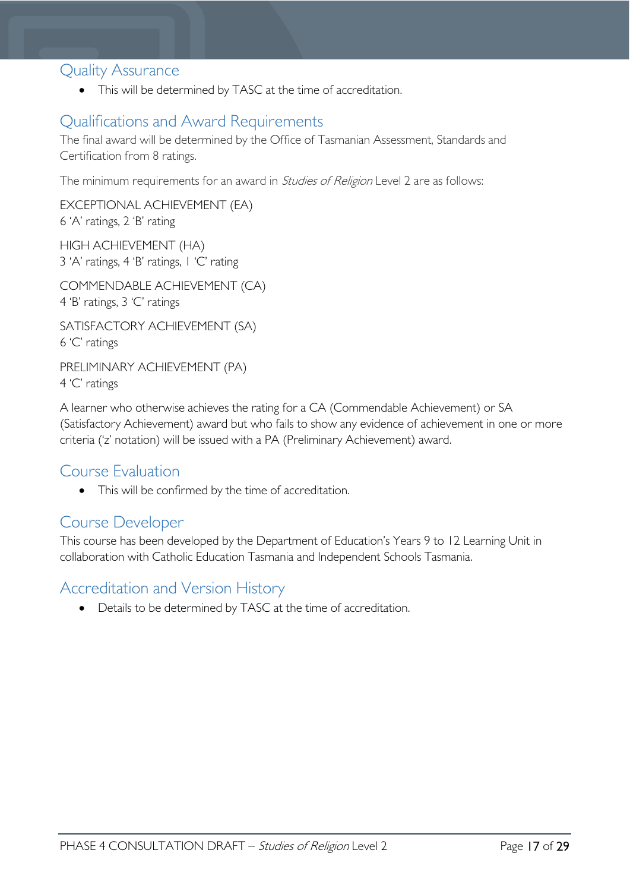## Quality Assurance

- This will be determined by TASC at the time of accreditation.

## Qualifications and Award Requirements

The final award will be determined by the Office of Tasmanian Assessment, Standards and Certification from 8 ratings.

The minimum requirements for an award in *Studies of Religion* Level 2 are as follows:

EXCEPTIONAL ACHIEVEMENT (EA)
6 'A' ratings, 2 'B' rating

HIGH ACHIEVEMENT (HA)
3 'A' ratings, 4 'B' ratings, 1 'C' rating

COMMENDABLE ACHIEVEMENT (CA)
4 'B' ratings, 3 'C' ratings

SATISFACTORY ACHIEVEMENT (SA)
6 'C' ratings

PRELIMINARY ACHIEVEMENT (PA)
4 'C' ratings

A learner who otherwise achieves the rating for a CA (Commendable Achievement) or SA (Satisfactory Achievement) award but who fails to show any evidence of achievement in one or more criteria ('z' notation) will be issued with a PA (Preliminary Achievement) award.

## Course Evaluation

- This will be confirmed by the time of accreditation.

## Course Developer

This course has been developed by the Department of Education's Years 9 to 12 Learning Unit in collaboration with Catholic Education Tasmania and Independent Schools Tasmania.

## Accreditation and Version History

- Details to be determined by TASC at the time of accreditation.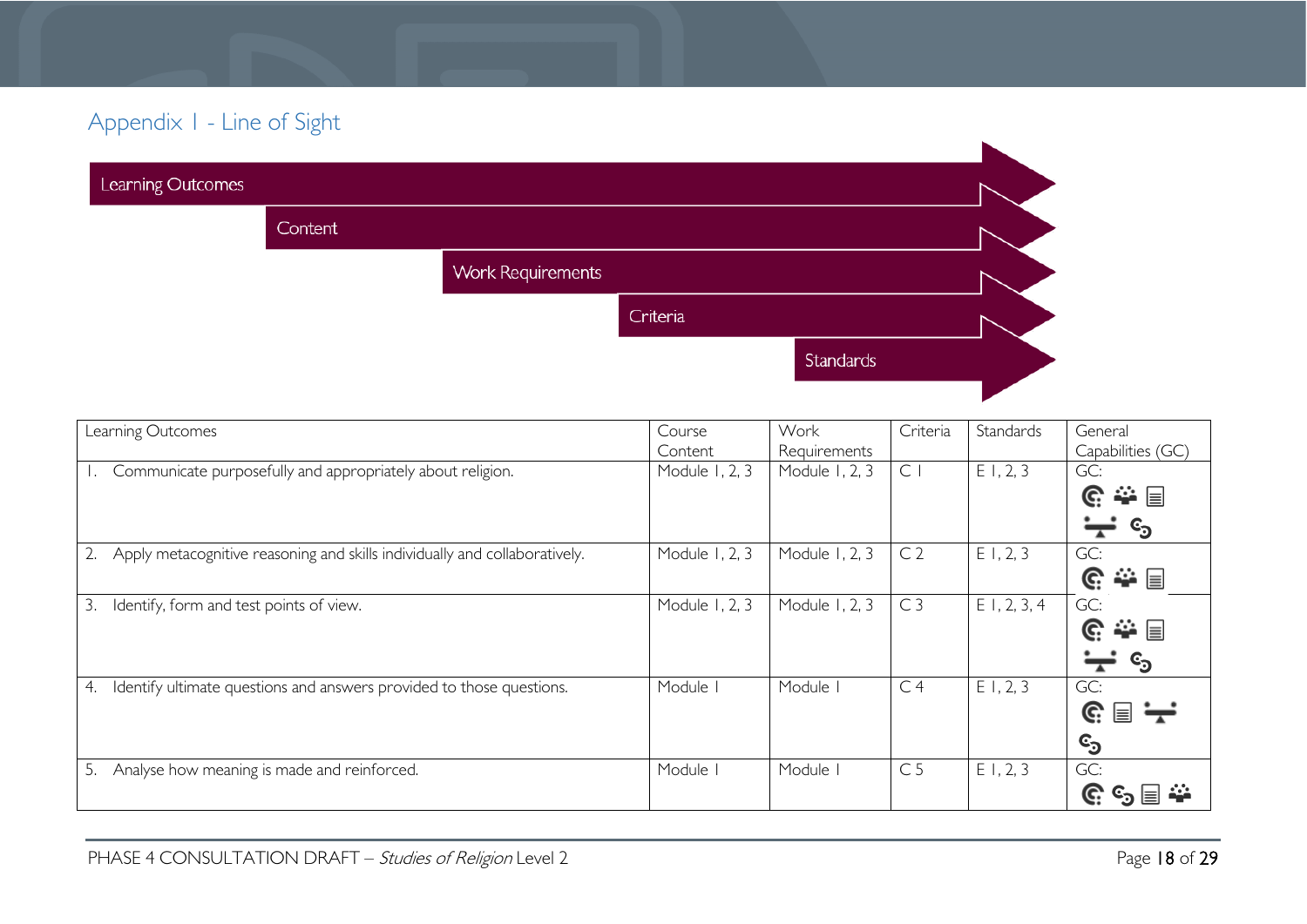## Appendix 1 - Line of Sight

Learning Outcomes → Content → Work Requirements → Criteria → Standards

| Learning Outcomes | Course Content | Work Requirements | Criteria | Standards | General Capabilities (GC) |
|---|---|---|---|---|---|
| 1. Communicate purposefully and appropriately about religion. | Module 1, 2, 3 | Module 1, 2, 3 | C 1 | E 1, 2, 3 | GC: |
| 2. Apply metacognitive reasoning and skills individually and collaboratively. | Module 1, 2, 3 | Module 1, 2, 3 | C 2 | E 1, 2, 3 | GC: |
| 3. Identify, form and test points of view. | Module 1, 2, 3 | Module 1, 2, 3 | C 3 | E 1, 2, 3, 4 | GC: |
| 4. Identify ultimate questions and answers provided to those questions. | Module 1 | Module 1 | C 4 | E 1, 2, 3 | GC: |
| 5. Analyse how meaning is made and reinforced. | Module 1 | Module 1 | C 5 | E 1, 2, 3 | GC: |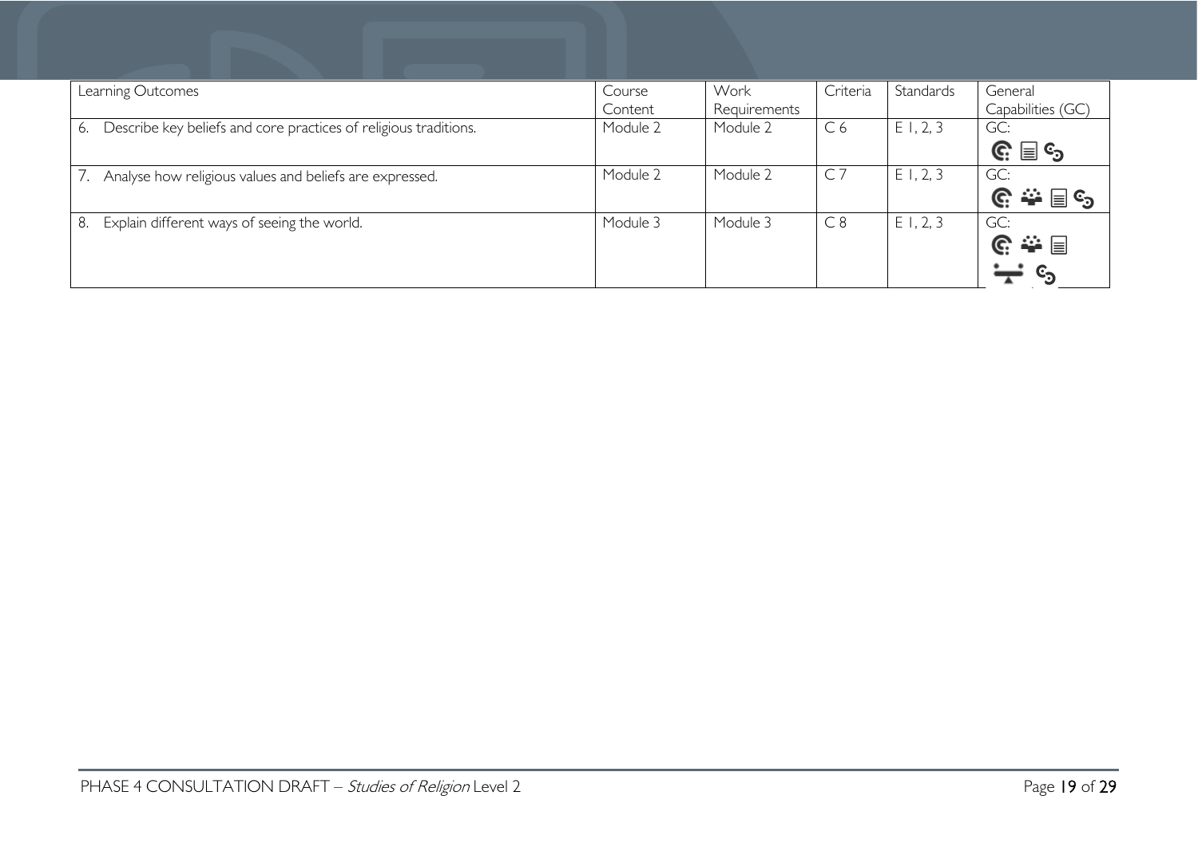| Learning Outcomes | Course Content | Work Requirements | Criteria | Standards | General Capabilities (GC) |
|---|---|---|---|---|---|
| 6. Describe key beliefs and core practices of religious traditions. | Module 2 | Module 2 | C 6 | E 1, 2, 3 | GC: |
| 7. Analyse how religious values and beliefs are expressed. | Module 2 | Module 2 | C 7 | E 1, 2, 3 | GC: |
| 8. Explain different ways of seeing the world. | Module 3 | Module 3 | C 8 | E 1, 2, 3 | GC: |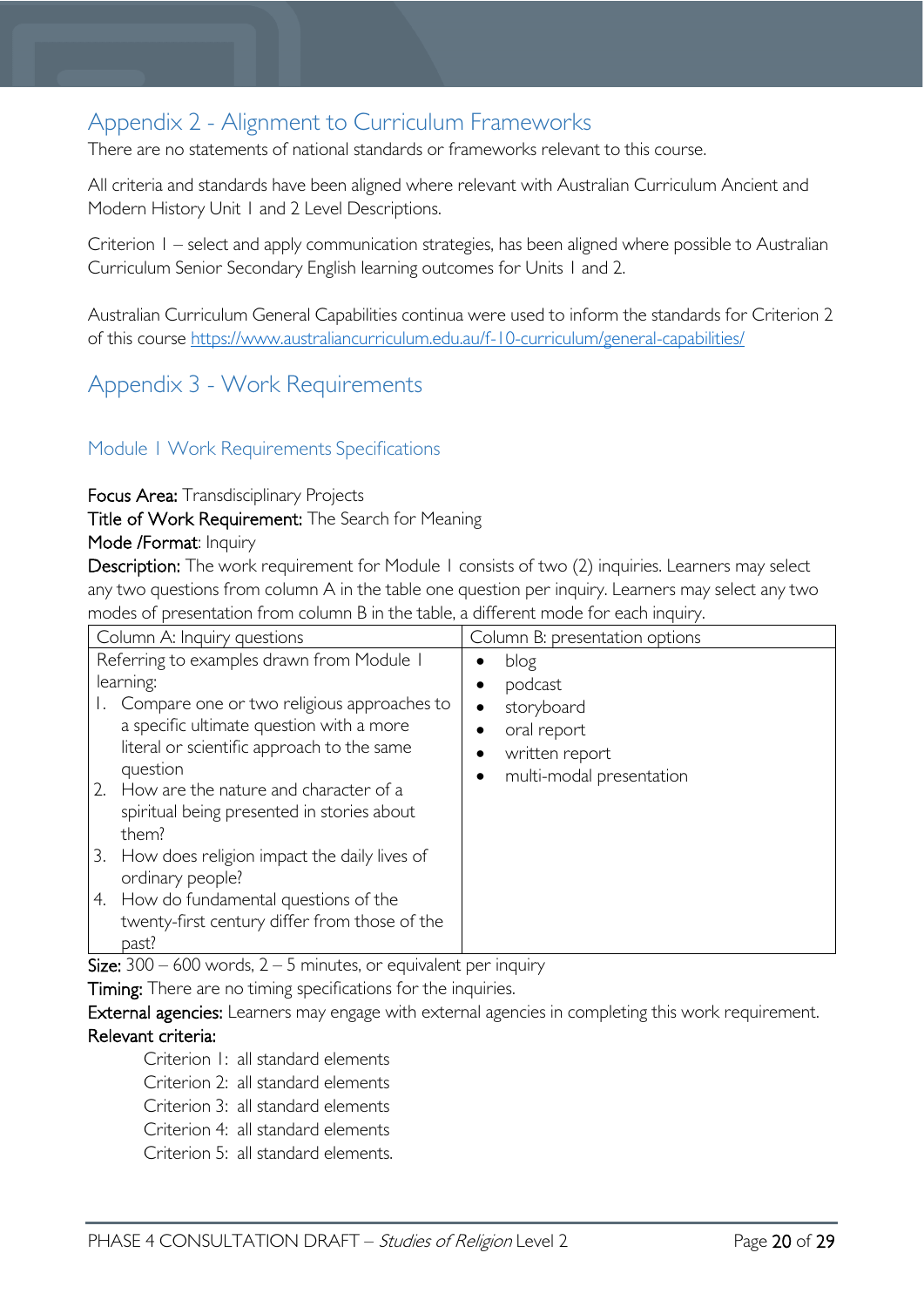## Appendix 2 - Alignment to Curriculum Frameworks

There are no statements of national standards or frameworks relevant to this course.

All criteria and standards have been aligned where relevant with Australian Curriculum Ancient and Modern History Unit 1 and 2 Level Descriptions.

Criterion 1 – select and apply communication strategies, has been aligned where possible to Australian Curriculum Senior Secondary English learning outcomes for Units 1 and 2.

Australian Curriculum General Capabilities continua were used to inform the standards for Criterion 2 of this course https://www.australiancurriculum.edu.au/f-10-curriculum/general-capabilities/

## Appendix 3 - Work Requirements

### Module 1 Work Requirements Specifications

Focus Area: Transdisciplinary Projects

Title of Work Requirement: The Search for Meaning

Mode /Format: Inquiry

Description: The work requirement for Module 1 consists of two (2) inquiries. Learners may select any two questions from column A in the table one question per inquiry. Learners may select any two modes of presentation from column B in the table, a different mode for each inquiry.

| Column A: Inquiry questions | Column B: presentation options |
|---|---|
| Referring to examples drawn from Module 1 learning:<br>1. Compare one or two religious approaches to a specific ultimate question with a more literal or scientific approach to the same question<br>2. How are the nature and character of a spiritual being presented in stories about them?<br>3. How does religion impact the daily lives of ordinary people?<br>4. How do fundamental questions of the twenty-first century differ from those of the past? | • blog<br>• podcast<br>• storyboard<br>• oral report<br>• written report<br>• multi-modal presentation |

Size: 300 – 600 words, 2 – 5 minutes, or equivalent per inquiry

Timing: There are no timing specifications for the inquiries.

External agencies: Learners may engage with external agencies in completing this work requirement.

Relevant criteria:

Criterion 1: all standard elements
Criterion 2: all standard elements
Criterion 3: all standard elements
Criterion 4: all standard elements
Criterion 5: all standard elements.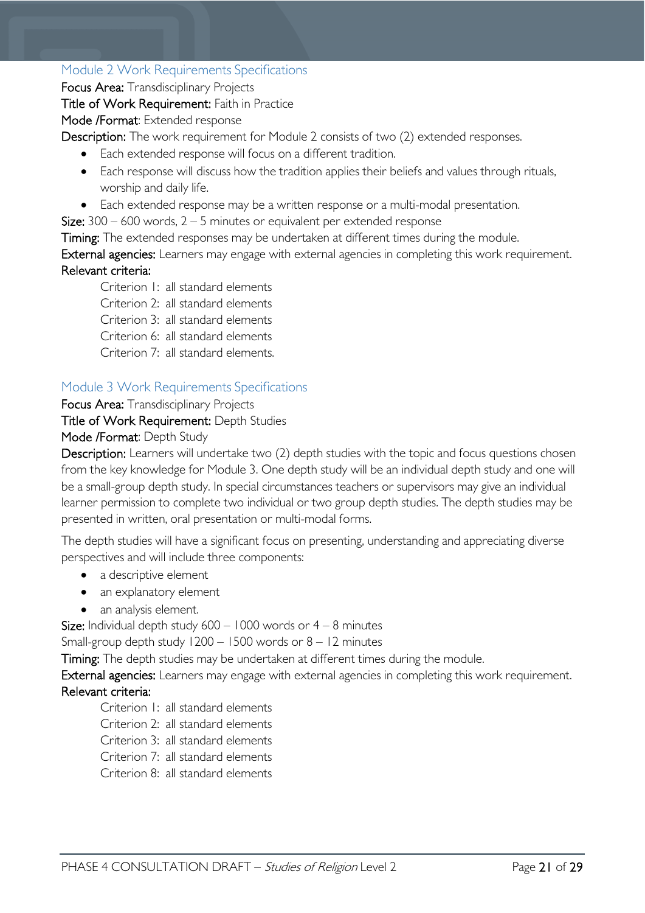### Module 2 Work Requirements Specifications

**Focus Area:** Transdisciplinary Projects

**Title of Work Requirement:** Faith in Practice

**Mode /Format**: Extended response

**Description:** The work requirement for Module 2 consists of two (2) extended responses.

- Each extended response will focus on a different tradition.
- Each response will discuss how the tradition applies their beliefs and values through rituals, worship and daily life.
- Each extended response may be a written response or a multi-modal presentation.

**Size:** 300 – 600 words, 2 – 5 minutes or equivalent per extended response

**Timing:** The extended responses may be undertaken at different times during the module.

**External agencies:** Learners may engage with external agencies in completing this work requirement.

**Relevant criteria:**

Criterion 1: all standard elements
Criterion 2: all standard elements
Criterion 3: all standard elements
Criterion 6: all standard elements
Criterion 7: all standard elements.

### Module 3 Work Requirements Specifications

**Focus Area:** Transdisciplinary Projects

**Title of Work Requirement:** Depth Studies

**Mode /Format**: Depth Study

**Description:** Learners will undertake two (2) depth studies with the topic and focus questions chosen from the key knowledge for Module 3. One depth study will be an individual depth study and one will be a small-group depth study. In special circumstances teachers or supervisors may give an individual learner permission to complete two individual or two group depth studies. The depth studies may be presented in written, oral presentation or multi-modal forms.

The depth studies will have a significant focus on presenting, understanding and appreciating diverse perspectives and will include three components:

- a descriptive element
- an explanatory element
- an analysis element.

**Size:** Individual depth study 600 – 1000 words or 4 – 8 minutes
Small-group depth study 1200 – 1500 words or 8 – 12 minutes

**Timing:** The depth studies may be undertaken at different times during the module.

**External agencies:** Learners may engage with external agencies in completing this work requirement.

**Relevant criteria:**

Criterion 1: all standard elements
Criterion 2: all standard elements
Criterion 3: all standard elements
Criterion 7: all standard elements
Criterion 8: all standard elements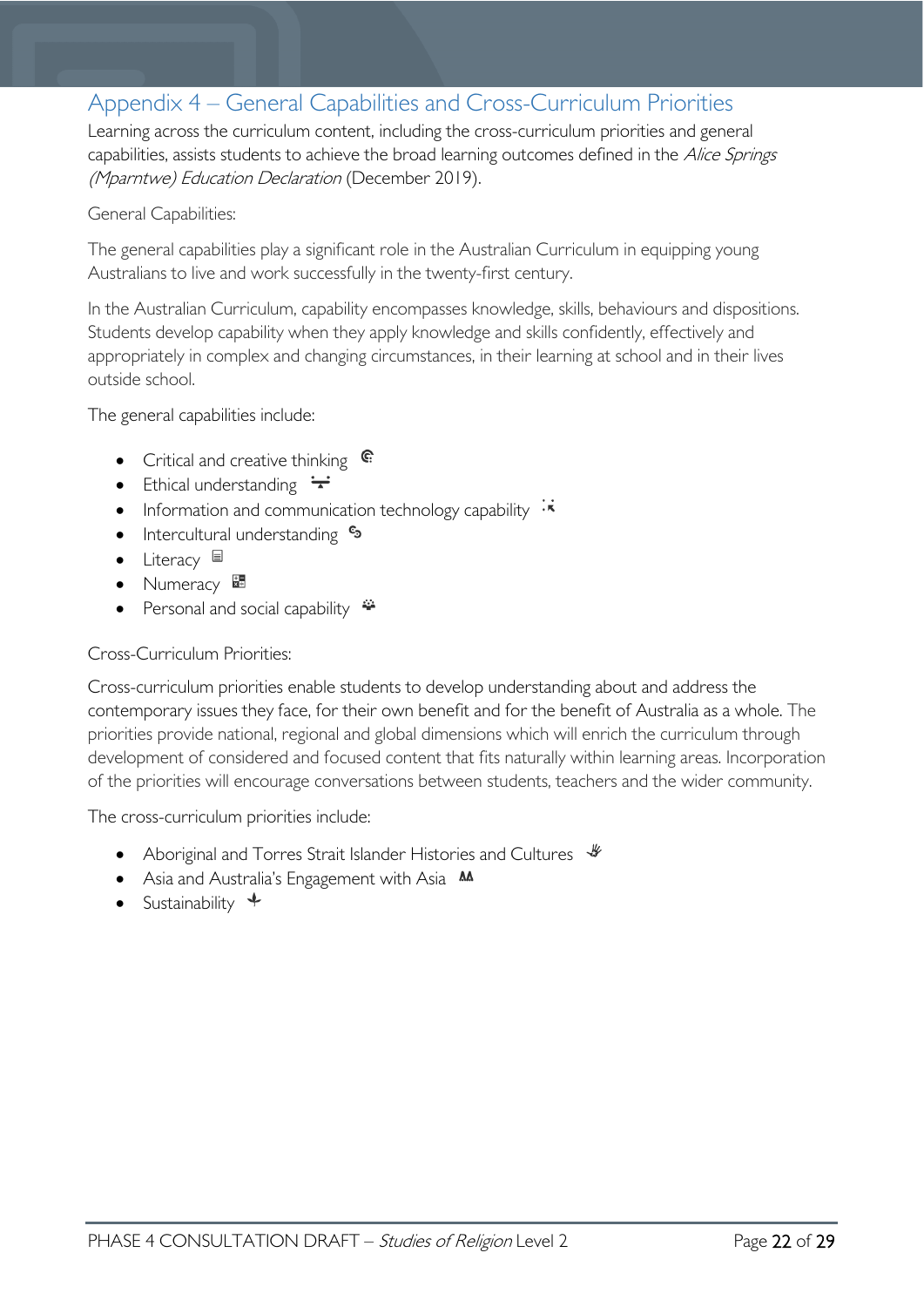## Appendix 4 – General Capabilities and Cross-Curriculum Priorities

Learning across the curriculum content, including the cross-curriculum priorities and general capabilities, assists students to achieve the broad learning outcomes defined in the *Alice Springs (Mparntwe) Education Declaration* (December 2019).

General Capabilities:

The general capabilities play a significant role in the Australian Curriculum in equipping young Australians to live and work successfully in the twenty-first century.

In the Australian Curriculum, capability encompasses knowledge, skills, behaviours and dispositions. Students develop capability when they apply knowledge and skills confidently, effectively and appropriately in complex and changing circumstances, in their learning at school and in their lives outside school.

The general capabilities include:

- Critical and creative thinking
- Ethical understanding
- Information and communication technology capability
- Intercultural understanding
- Literacy
- Numeracy
- Personal and social capability

Cross-Curriculum Priorities:

Cross-curriculum priorities enable students to develop understanding about and address the contemporary issues they face, for their own benefit and for the benefit of Australia as a whole. The priorities provide national, regional and global dimensions which will enrich the curriculum through development of considered and focused content that fits naturally within learning areas. Incorporation of the priorities will encourage conversations between students, teachers and the wider community.

The cross-curriculum priorities include:

- Aboriginal and Torres Strait Islander Histories and Cultures
- Asia and Australia's Engagement with Asia
- Sustainability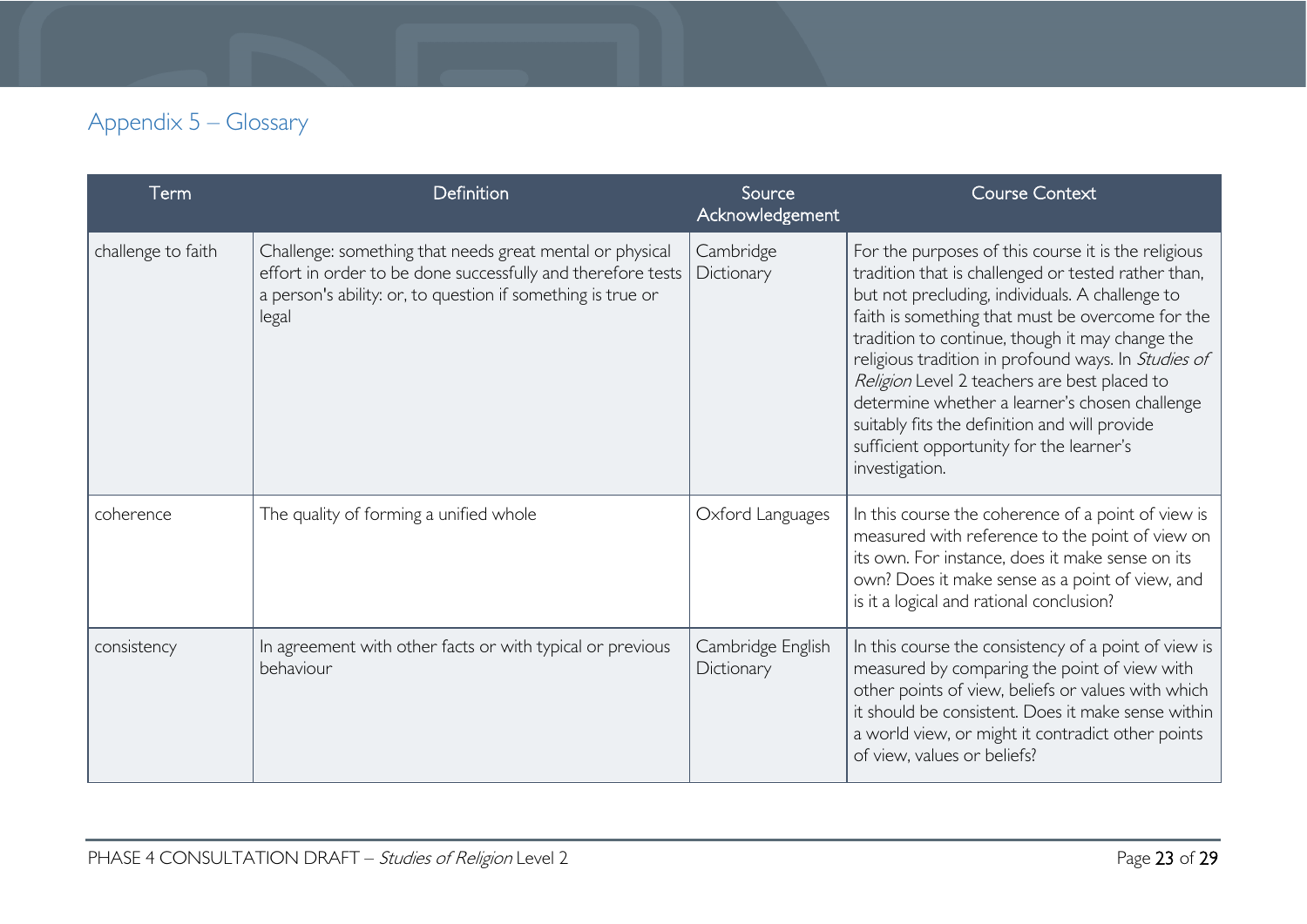## Appendix 5 – Glossary

| Term | Definition | Source Acknowledgement | Course Context |
|---|---|---|---|
| challenge to faith | Challenge: something that needs great mental or physical effort in order to be done successfully and therefore tests a person's ability: or, to question if something is true or legal | Cambridge Dictionary | For the purposes of this course it is the religious tradition that is challenged or tested rather than, but not precluding, individuals. A challenge to faith is something that must be overcome for the tradition to continue, though it may change the religious tradition in profound ways. In *Studies of Religion* Level 2 teachers are best placed to determine whether a learner's chosen challenge suitably fits the definition and will provide sufficient opportunity for the learner's investigation. |
| coherence | The quality of forming a unified whole | Oxford Languages | In this course the coherence of a point of view is measured with reference to the point of view on its own. For instance, does it make sense on its own? Does it make sense as a point of view, and is it a logical and rational conclusion? |
| consistency | In agreement with other facts or with typical or previous behaviour | Cambridge English Dictionary | In this course the consistency of a point of view is measured by comparing the point of view with other points of view, beliefs or values with which it should be consistent. Does it make sense within a world view, or might it contradict other points of view, values or beliefs? |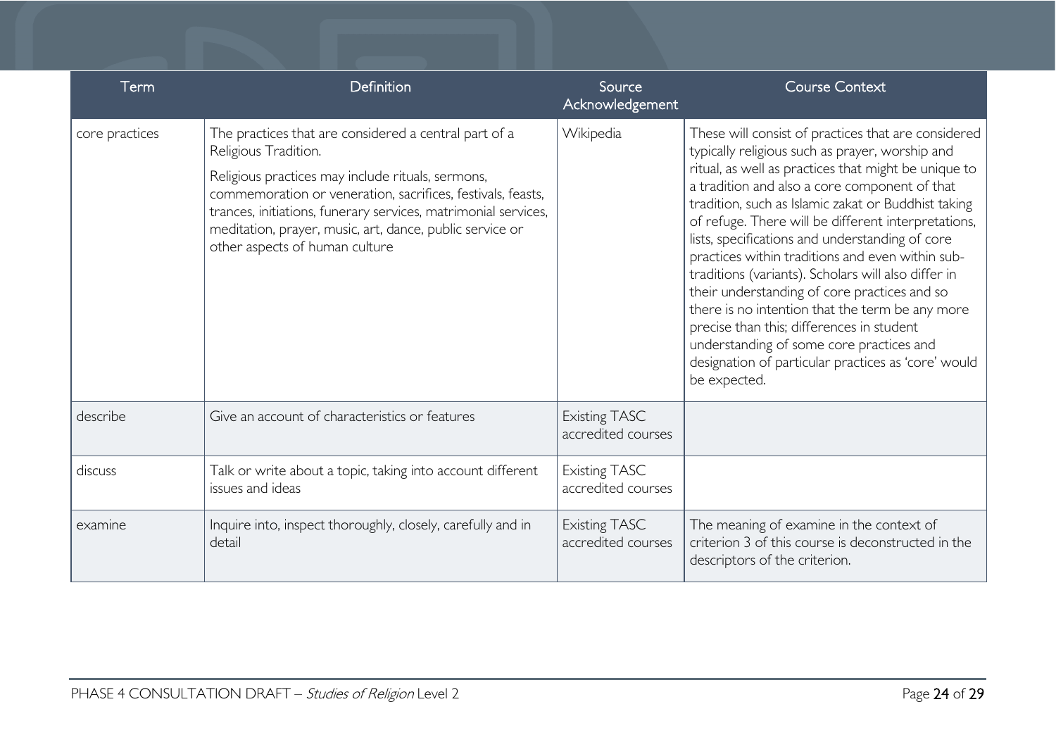| Term | Definition | Source Acknowledgement | Course Context |
|---|---|---|---|
| core practices | The practices that are considered a central part of a Religious Tradition.<br><br>Religious practices may include rituals, sermons, commemoration or veneration, sacrifices, festivals, feasts, trances, initiations, funerary services, matrimonial services, meditation, prayer, music, art, dance, public service or other aspects of human culture | Wikipedia | These will consist of practices that are considered typically religious such as prayer, worship and ritual, as well as practices that might be unique to a tradition and also a core component of that tradition, such as Islamic zakat or Buddhist taking of refuge. There will be different interpretations, lists, specifications and understanding of core practices within traditions and even within sub-traditions (variants). Scholars will also differ in their understanding of core practices and so there is no intention that the term be any more precise than this; differences in student understanding of some core practices and designation of particular practices as 'core' would be expected. |
| describe | Give an account of characteristics or features | Existing TASC accredited courses | |
| discuss | Talk or write about a topic, taking into account different issues and ideas | Existing TASC accredited courses | |
| examine | Inquire into, inspect thoroughly, closely, carefully and in detail | Existing TASC accredited courses | The meaning of examine in the context of criterion 3 of this course is deconstructed in the descriptors of the criterion. |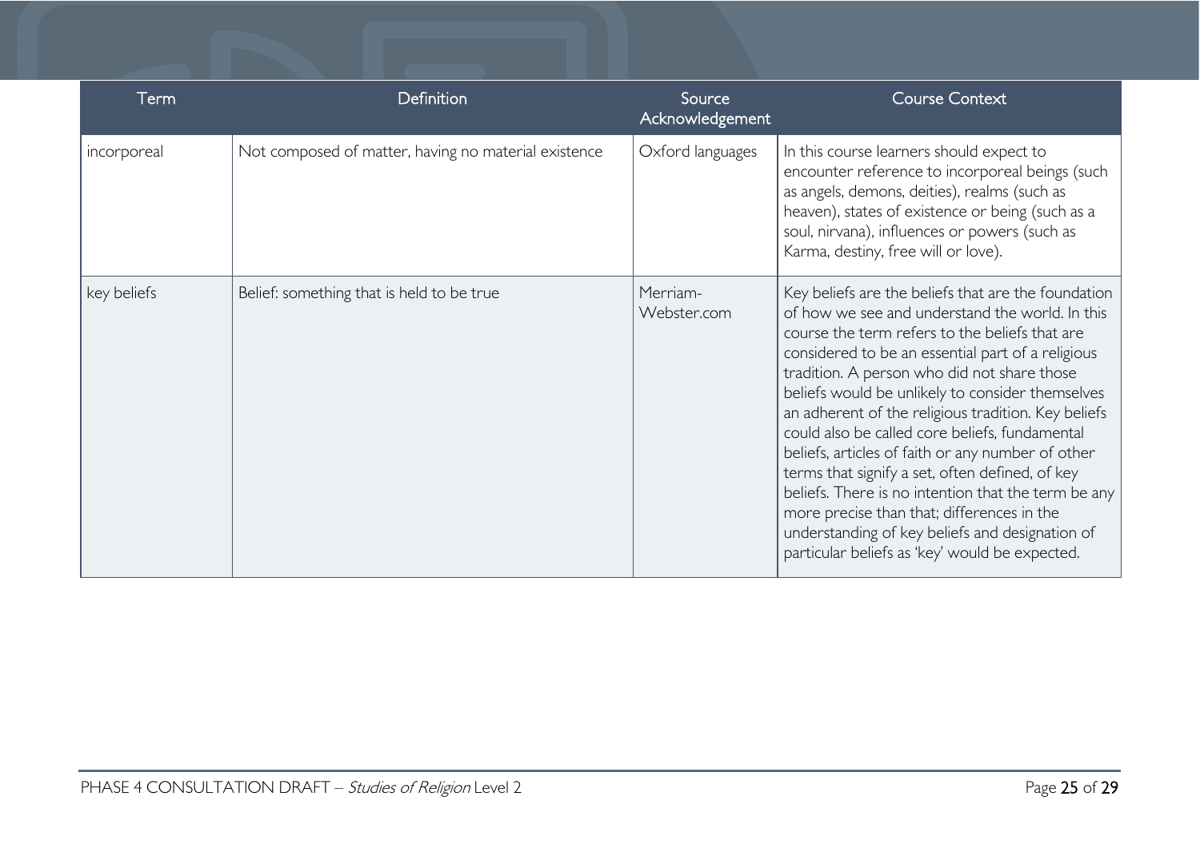| Term | Definition | Source Acknowledgement | Course Context |
|---|---|---|---|
| incorporeal | Not composed of matter, having no material existence | Oxford languages | In this course learners should expect to encounter reference to incorporeal beings (such as angels, demons, deities), realms (such as heaven), states of existence or being (such as a soul, nirvana), influences or powers (such as Karma, destiny, free will or love). |
| key beliefs | Belief: something that is held to be true | Merriam-Webster.com | Key beliefs are the beliefs that are the foundation of how we see and understand the world. In this course the term refers to the beliefs that are considered to be an essential part of a religious tradition. A person who did not share those beliefs would be unlikely to consider themselves an adherent of the religious tradition. Key beliefs could also be called core beliefs, fundamental beliefs, articles of faith or any number of other terms that signify a set, often defined, of key beliefs. There is no intention that the term be any more precise than that; differences in the understanding of key beliefs and designation of particular beliefs as 'key' would be expected. |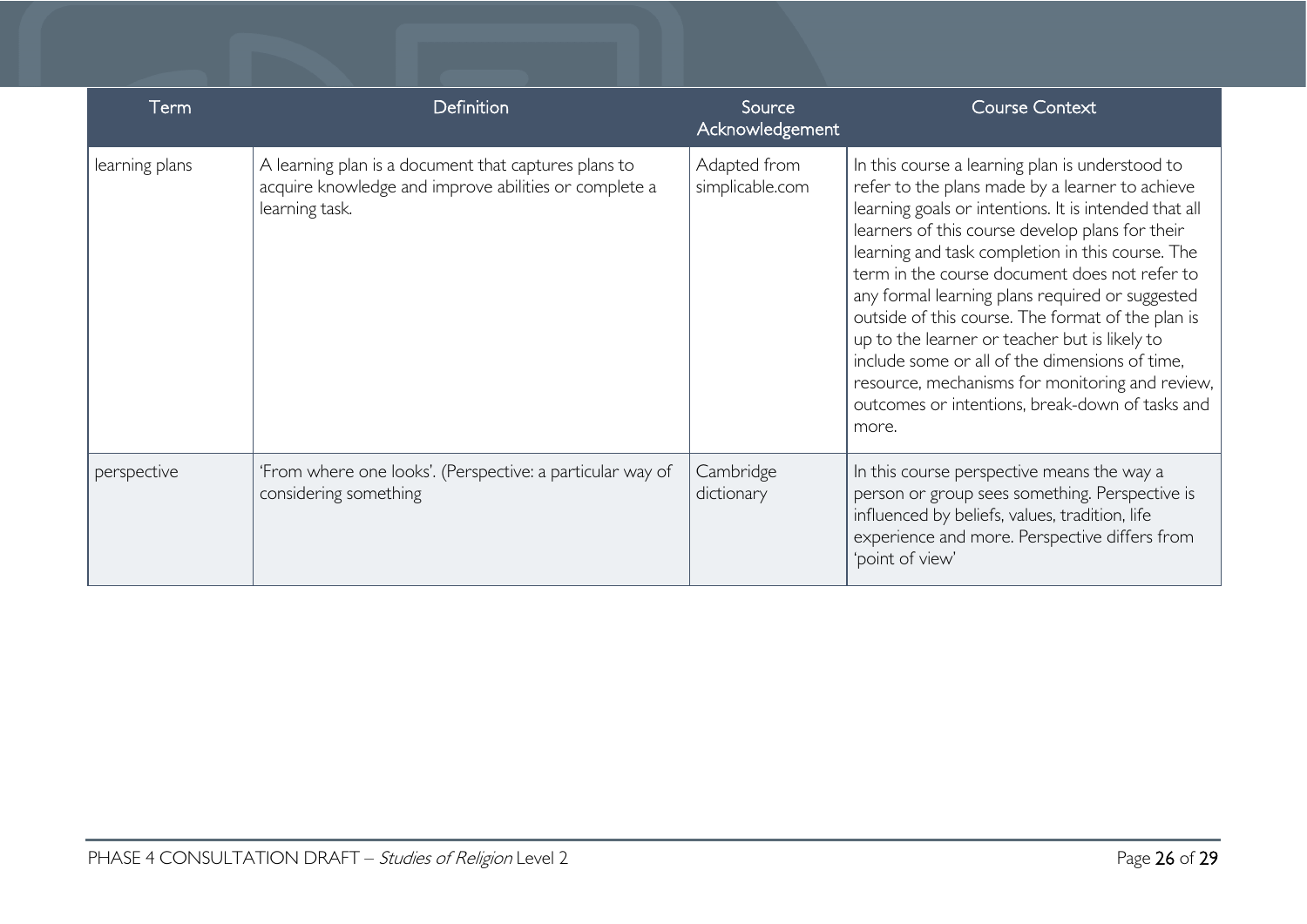| Term | Definition | Source Acknowledgement | Course Context |
|---|---|---|---|
| learning plans | A learning plan is a document that captures plans to acquire knowledge and improve abilities or complete a learning task. | Adapted from simplicable.com | In this course a learning plan is understood to refer to the plans made by a learner to achieve learning goals or intentions. It is intended that all learners of this course develop plans for their learning and task completion in this course. The term in the course document does not refer to any formal learning plans required or suggested outside of this course. The format of the plan is up to the learner or teacher but is likely to include some or all of the dimensions of time, resource, mechanisms for monitoring and review, outcomes or intentions, break-down of tasks and more. |
| perspective | 'From where one looks'. (Perspective: a particular way of considering something | Cambridge dictionary | In this course perspective means the way a person or group sees something. Perspective is influenced by beliefs, values, tradition, life experience and more. Perspective differs from 'point of view' |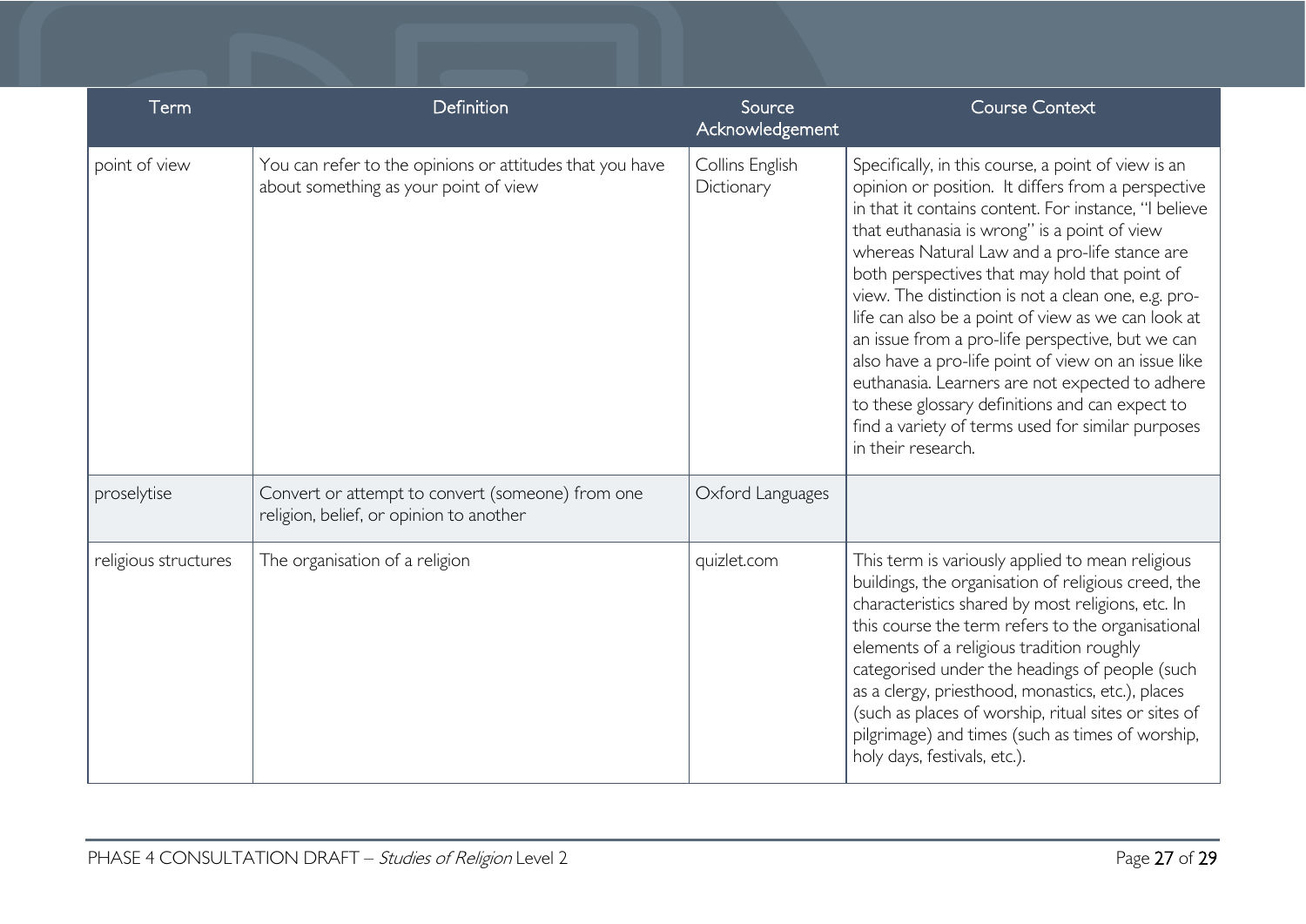| Term | Definition | Source Acknowledgement | Course Context |
| --- | --- | --- | --- |
| point of view | You can refer to the opinions or attitudes that you have about something as your point of view | Collins English Dictionary | Specifically, in this course, a point of view is an opinion or position. It differs from a perspective in that it contains content. For instance, "I believe that euthanasia is wrong" is a point of view whereas Natural Law and a pro-life stance are both perspectives that may hold that point of view. The distinction is not a clean one, e.g. pro-life can also be a point of view as we can look at an issue from a pro-life perspective, but we can also have a pro-life point of view on an issue like euthanasia. Learners are not expected to adhere to these glossary definitions and can expect to find a variety of terms used for similar purposes in their research. |
| proselytise | Convert or attempt to convert (someone) from one religion, belief, or opinion to another | Oxford Languages | |
| religious structures | The organisation of a religion | quizlet.com | This term is variously applied to mean religious buildings, the organisation of religious creed, the characteristics shared by most religions, etc. In this course the term refers to the organisational elements of a religious tradition roughly categorised under the headings of people (such as a clergy, priesthood, monastics, etc.), places (such as places of worship, ritual sites or sites of pilgrimage) and times (such as times of worship, holy days, festivals, etc.). |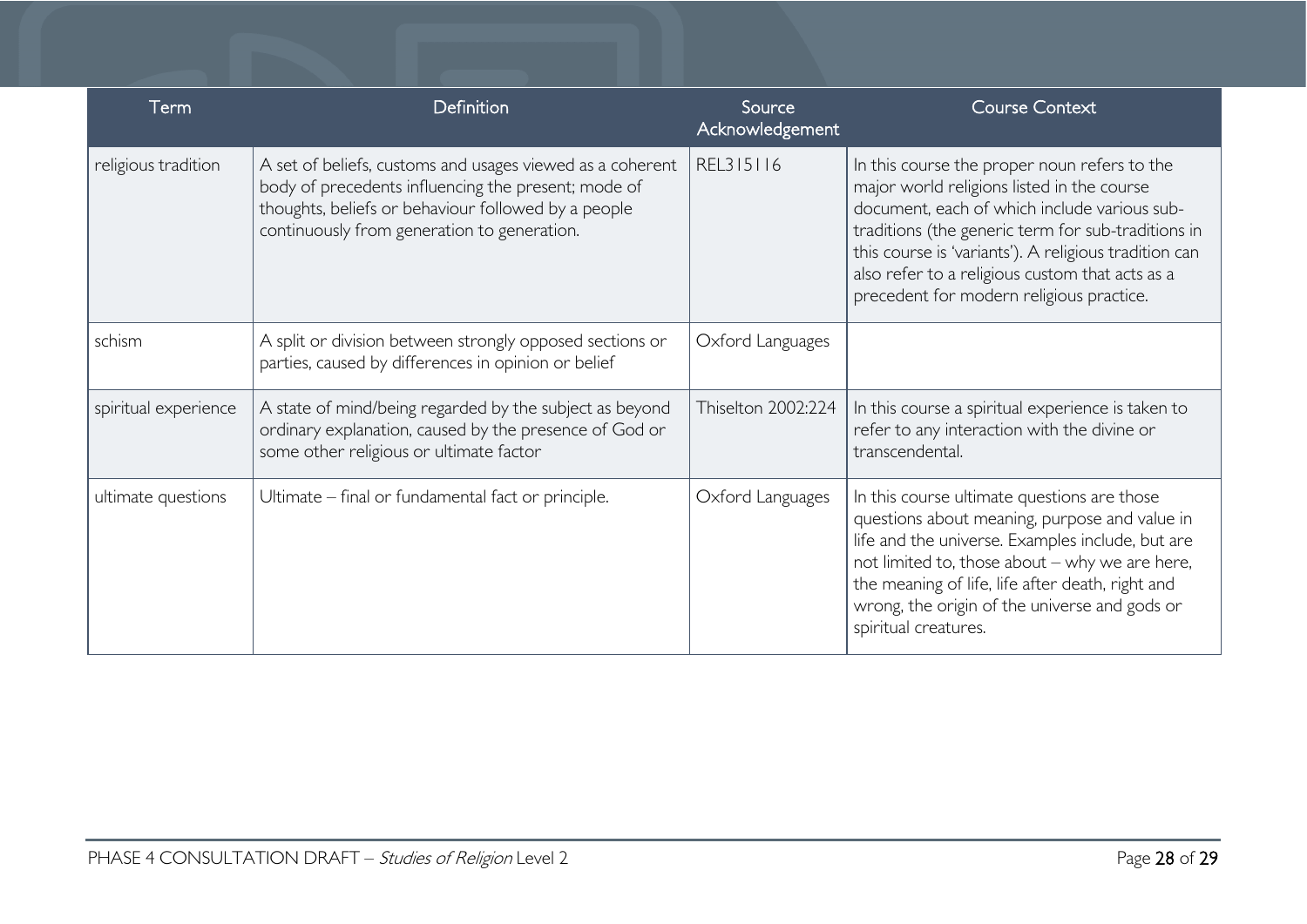| Term | Definition | Source Acknowledgement | Course Context |
|---|---|---|---|
| religious tradition | A set of beliefs, customs and usages viewed as a coherent body of precedents influencing the present; mode of thoughts, beliefs or behaviour followed by a people continuously from generation to generation. | REL315116 | In this course the proper noun refers to the major world religions listed in the course document, each of which include various sub-traditions (the generic term for sub-traditions in this course is 'variants'). A religious tradition can also refer to a religious custom that acts as a precedent for modern religious practice. |
| schism | A split or division between strongly opposed sections or parties, caused by differences in opinion or belief | Oxford Languages | |
| spiritual experience | A state of mind/being regarded by the subject as beyond ordinary explanation, caused by the presence of God or some other religious or ultimate factor | Thiselton 2002:224 | In this course a spiritual experience is taken to refer to any interaction with the divine or transcendental. |
| ultimate questions | Ultimate – final or fundamental fact or principle. | Oxford Languages | In this course ultimate questions are those questions about meaning, purpose and value in life and the universe. Examples include, but are not limited to, those about – why we are here, the meaning of life, life after death, right and wrong, the origin of the universe and gods or spiritual creatures. |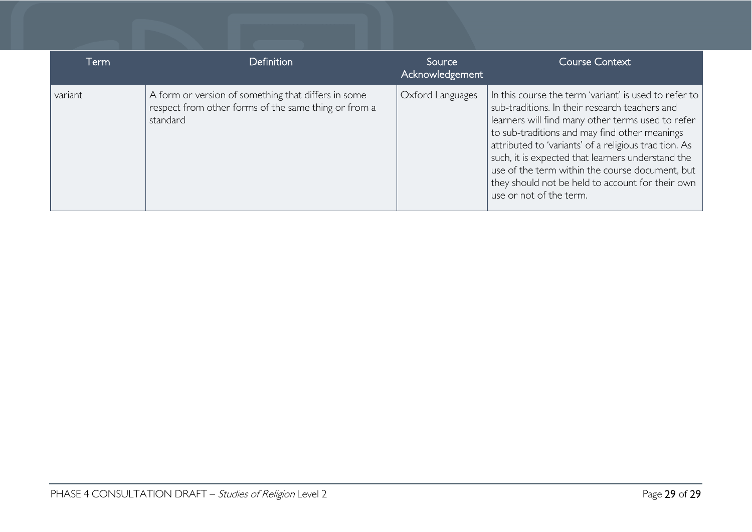| Term | Definition | Source Acknowledgement | Course Context |
| --- | --- | --- | --- |
| variant | A form or version of something that differs in some respect from other forms of the same thing or from a standard | Oxford Languages | In this course the term 'variant' is used to refer to sub-traditions. In their research teachers and learners will find many other terms used to refer to sub-traditions and may find other meanings attributed to 'variants' of a religious tradition. As such, it is expected that learners understand the use of the term within the course document, but they should not be held to account for their own use or not of the term. |